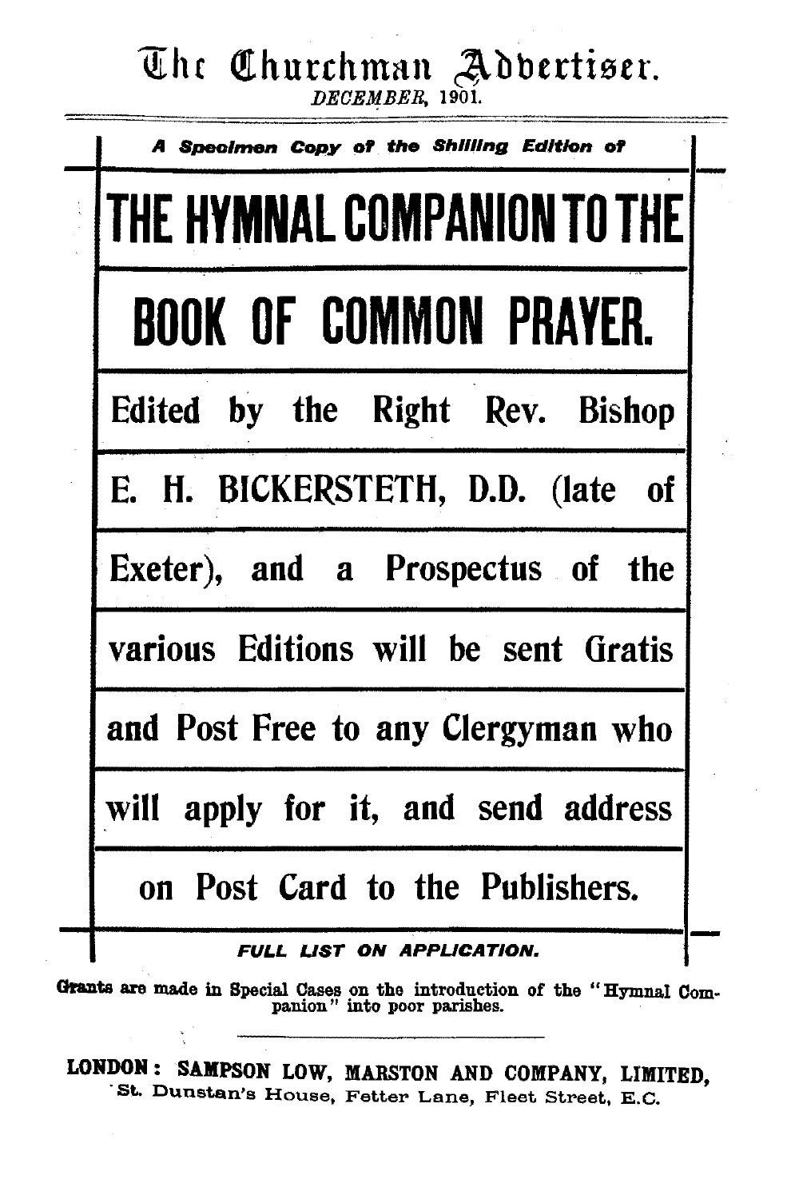# The Churchman Advertiser.

*DECEMBER*, 1901.

***A Specimen Copy of the Shilling Edition of***

# THE HYMNAL COMPANION TO THE BOOK OF COMMON PRAYER.

**Edited by the Right Rev. Bishop E. H. BICKERSTETH, D.D. (late of Exeter), and a Prospectus of the various Editions will be sent Gratis and Post Free to any Clergyman who will apply for it, and send address on Post Card to the Publishers.**

***FULL LIST ON APPLICATION.***

Grants are made in Special Cases on the introduction of the "Hymnal Companion" into poor parishes.

---

**LONDON: SAMPSON LOW, MARSTON AND COMPANY, LIMITED,**
St. Dunstan's House, Fetter Lane, Fleet Street, E.C.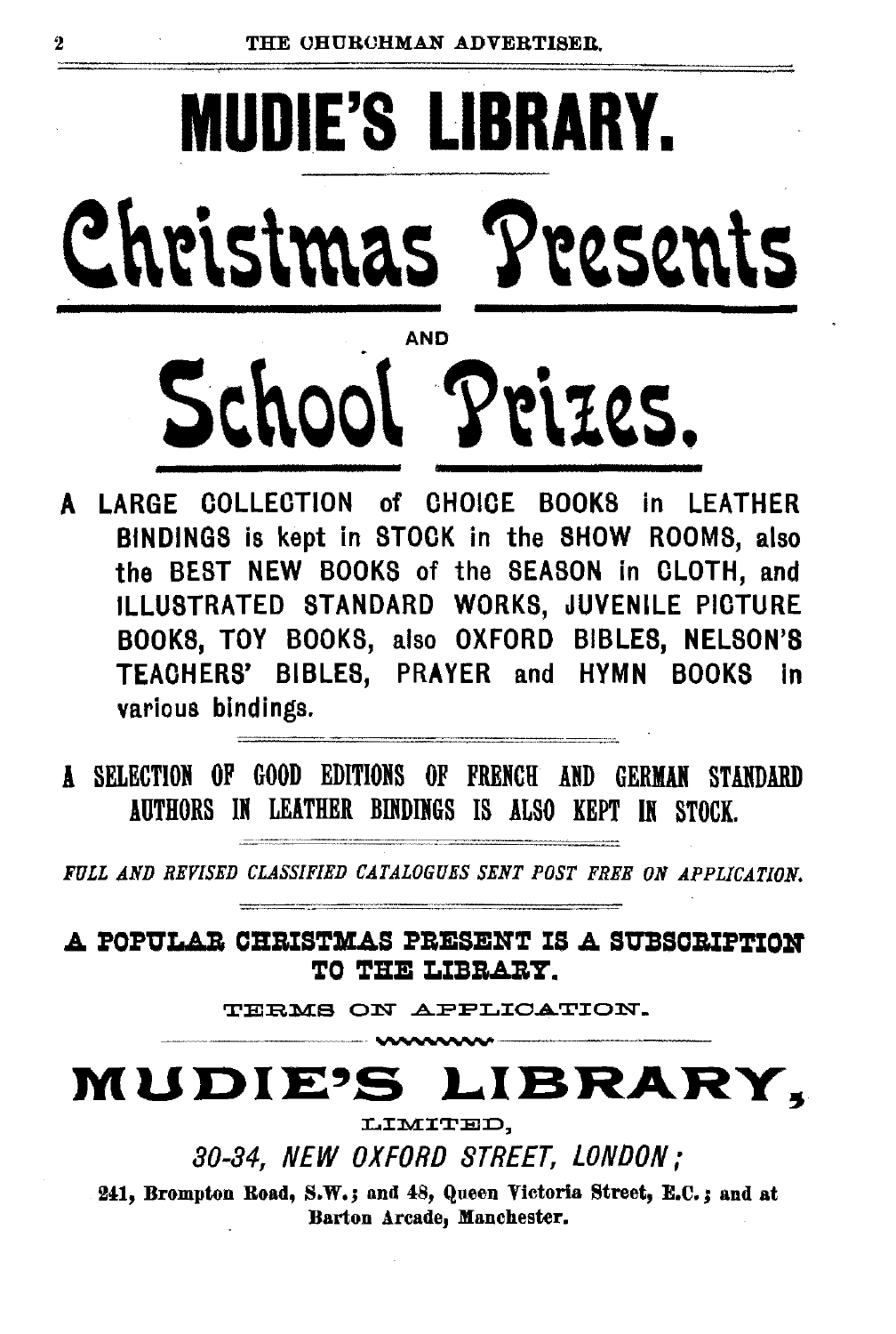# MUDIE'S LIBRARY.

# Christmas Presents

AND

# School Prizes.

A LARGE COLLECTION of CHOICE BOOKS in LEATHER BINDINGS is kept in STOCK in the SHOW ROOMS, also the BEST NEW BOOKS of the SEASON in CLOTH, and ILLUSTRATED STANDARD WORKS, JUVENILE PICTURE BOOKS, TOY BOOKS, also OXFORD BIBLES, NELSON'S TEACHERS' BIBLES, PRAYER and HYMN BOOKS in various bindings.

A SELECTION OF GOOD EDITIONS OF FRENCH AND GERMAN STANDARD AUTHORS IN LEATHER BINDINGS IS ALSO KEPT IN STOCK.

*FULL AND REVISED CLASSIFIED CATALOGUES SENT POST FREE ON APPLICATION.*

**A POPULAR CHRISTMAS PRESENT IS A SUBSCRIPTION TO THE LIBRARY.**

TERMS ON APPLICATION.

## MUDIE'S LIBRARY,

LIMITED,

*30-34, NEW OXFORD STREET, LONDON;*

**241, Brompton Road, S.W.; and 48, Queen Victoria Street, E.C.; and at Barton Arcade, Manchester.**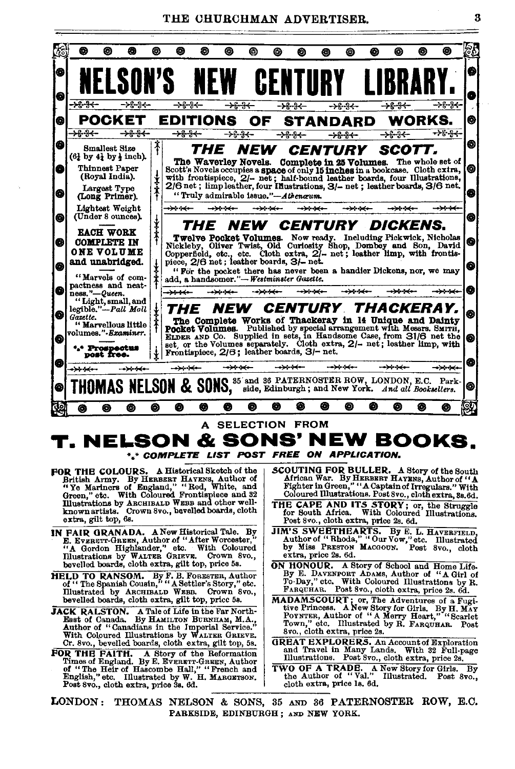# NELSON'S NEW CENTURY LIBRARY.

## POCKET EDITIONS OF STANDARD WORKS.

Smallest Size ($6\frac{1}{4}$ by $4\frac{1}{4}$ by $\frac{1}{2}$ inch).

Thinnest Paper (Royal India).

Largest Type (Long Primer).

Lightest Weight (Under 8 ounces).

**EACH WORK COMPLETE IN ONE VOLUME and unabridged.**

"Marvels of compactness and neatness."—*Queen.*

"Light, small, and legible."—*Pall Mall Gazette.*

"Marvellous little volumes."—*Examiner.*

\*\*\* **Prospectus post free.**

### *THE NEW CENTURY SCOTT.*

**The Waverley Novels. Complete in 25 Volumes.** The whole set of Scott's Novels occupies a **space** of only **15 inches** in a bookcase. Cloth extra, with frontispiece, **2/-** net; half-bound leather boards, four Illustrations, **2/6** net; limp leather, four Illustrations, **3/-** net; leather boards, **3/6** net.

"Truly admirable issue."—*Athenæum.*

### *THE NEW CENTURY DICKENS.*

**Twelve Pocket Volumes.** Now ready. Including Pickwick, Nicholas Nickleby, Oliver Twist, Old Curiosity Shop, Dombey and Son, David Copperfield, etc., etc. Cloth extra, **2/-** net; leather limp, with frontispiece, **2/6** net; leather boards, **3/-** net.

"For the pocket there has never been a handier Dickens, nor, we may add, a handsomer."—*Westminster Gazette.*

### *THE NEW CENTURY THACKERAY.*

**The Complete Works of Thackeray in 14 Unique and Dainty Pocket Volumes.** Published by special arrangement with Messrs. SMITH, ELDER AND Co. Supplied in sets, in Handsome Case, from **31/6** net the set, or the Volumes separately. Cloth extra, **2/-** net; leather limp, with Frontispiece, **2/6**; leather boards, **3/-** net.

**THOMAS NELSON & SONS,** 35 and 36 PATERNOSTER ROW, LONDON, E.C. Parkside, Edinburgh; and New York. *And all Booksellers.*

---

A SELECTION FROM

# T. NELSON & SONS' NEW BOOKS.

\*\*\* *COMPLETE LIST POST FREE ON APPLICATION.*

**FOR THE COLOURS.** A Historical Sketch of the British Army. By HERBERT HAYENS, Author of "Ye Mariners of England," "Red, White, and Green," etc. With Coloured Frontispiece and 32 Illustrations by ARCHIBALD WEBB and other well-known artists. Crown 8vo., bevelled boards, cloth extra, gilt top, 6s.

**IN FAIR GRANADA.** A New Historical Tale. By E. EVERETT-GREEN, Author of "After Worcester," "A Gordon Highlander," etc. With Coloured Illustrations by WALTER GRIEVE. Crown 8vo., bevelled boards, cloth extra, gilt top, price 5s.

**HELD TO RANSOM.** By F. B. FORESTER, Author of "The Spanish Cousin," "A Settler's Story," etc. Illustrated by ARCHIBALD WEBB. Crown 8vo., bevelled boards, cloth extra, gilt top, price 5s.

**JACK RALSTON.** A Tale of Life in the Far North-East of Canada. By HAMILTON BURNHAM, M.A., Author of "Canadians in the Imperial Service." With Coloured Illustrations by WALTER GRIEVE. Cr. 8vo., bevelled boards, cloth extra, gilt top, 5s.

**FOR THE FAITH.** A Story of the Reformation Times of England. By E. EVERETT-GREEN, Author of "The Heir of Hascombe Hall," "French and English," etc. Illustrated by W. H. MARGETSON. Post 8vo., cloth extra, price 3s. 6d.

**SCOUTING FOR BULLER.** A Story of the South African War. By HERBERT HAYENS, Author of "A Fighter in Green," "A Captain of Irregulars." With Coloured Illustrations. Post 8vo., cloth extra, 3s. 6d.

**THE CAPE AND ITS STORY;** or, the Struggle for South Africa. With Coloured Illustrations. Post 8vo., cloth extra, price 2s. 6d.

**JIM'S SWEETHEARTS.** By E. L. HAVERFIELD, Author of "Rhoda," "Our Vow," etc. Illustrated by Miss PRESTON MACGOUN. Post 8vo., cloth extra, price 2s. 6d.

**ON HONOUR.** A Story of School and Home Life. By E. DAVENPORT ADAMS, Author of "A Girl of To-Day," etc. With Coloured Illustrations by R. FARQUHAR. Post 8vo., cloth extra, price 2s. 6d.

**MADAMSCOURT;** or, The Adventures of a Fugitive Princess. A New Story for Girls. By H. MAY POYNTER, Author of "A Merry Heart," "Scarlet Town," etc. Illustrated by R. FARQUHAR. Post 8vo., cloth extra, price 2s.

**GREAT EXPLORERS.** An Account of Exploration and Travel in Many Lands. With 32 Full-page Illustrations. Post 8vo., cloth extra, price 2s.

**TWO OF A TRADE.** A New Story for Girls. By the Author of "Val." Illustrated. Post 8vo., cloth extra, price 1s. 6d.

LONDON: THOMAS NELSON & SONS, 35 AND 36 PATERNOSTER ROW, E.C.
PARKSIDE, EDINBURGH; AND NEW YORK.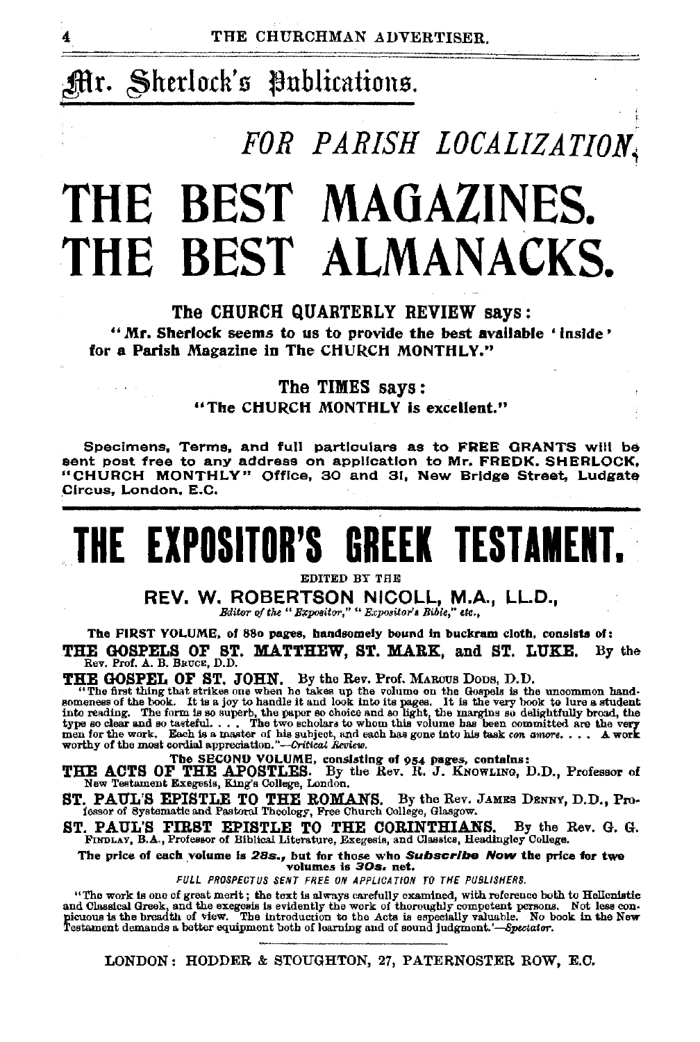# Mr. Sherlock's Publications.

*FOR PARISH LOCALIZATION.*

# THE BEST MAGAZINES. THE BEST ALMANACKS.

**The CHURCH QUARTERLY REVIEW says:**

**"Mr. Sherlock seems to us to provide the best available 'inside' for a Parish Magazine in The CHURCH MONTHLY."**

**The TIMES says:**

**"The CHURCH MONTHLY is excellent."**

Specimens, Terms, and full particulars as to FREE GRANTS will be sent post free to any address on application to Mr. FREDK. SHERLOCK, "CHURCH MONTHLY" Office, 30 and 31, New Bridge Street, Ludgate Circus, London, E.C.

---

# THE EXPOSITOR'S GREEK TESTAMENT.

EDITED BY THE

**REV. W. ROBERTSON NICOLL, M.A., LL.D.,**

*Editor of the "Expositor," "Expositor's Bible," etc.,*

**The FIRST VOLUME, of 880 pages, handsomely bound in buckram cloth, consists of:**

**THE GOSPELS OF ST. MATTHEW, ST. MARK, and ST. LUKE.** By the Rev. Prof. A. B. BRUCE, D.D.

**THE GOSPEL OF ST. JOHN.** By the Rev. Prof. MARCUS DODS, D.D.

"The first thing that strikes one when he takes up the volume on the Gospels is the uncommon handsomeness of the book. It is a joy to handle it and look into its pages. It is the very book to lure a student into reading. The form is so superb, the paper so choice and so light, the margins so delightfully broad, the type so clear and so tasteful. . . . The two scholars to whom this volume has been committed are the very men for the work. Each is a master of his subject, and each has gone into his task *con amore*. . . . A work worthy of the most cordial appreciation."—*Critical Review.*

**The SECOND VOLUME, consisting of 954 pages, contains:**

**THE ACTS OF THE APOSTLES.** By the Rev. R. J. KNOWLING, D.D., Professor of New Testament Exegesis, King's College, London.

**ST. PAUL'S EPISTLE TO THE ROMANS.** By the Rev. JAMES DENNY, D.D., Professor of Systematic and Pastoral Theology, Free Church College, Glasgow.

**ST. PAUL'S FIRST EPISTLE TO THE CORINTHIANS.** By the Rev. G. G. FINDLAY, B.A., Professor of Biblical Literature, Exegesis, and Classics, Headingley College.

**The price of each volume is *28s.*, but for those who *Subscribe Now* the price for two volumes is *30s.* net.**

*FULL PROSPECTUS SENT FREE ON APPLICATION TO THE PUBLISHERS.*

"The work is one of great merit; the text is always carefully examined, with reference both to Hellenistic and Classical Greek, and the exegesis is evidently the work of thoroughly competent persons. Not less conspicuous is the breadth of view. The introduction to the Acts is especially valuable. No book in the New Testament demands a better equipment both of learning and of sound judgment."—*Spectator.*

LONDON: HODDER & STOUGHTON, 27, PATERNOSTER ROW, E.C.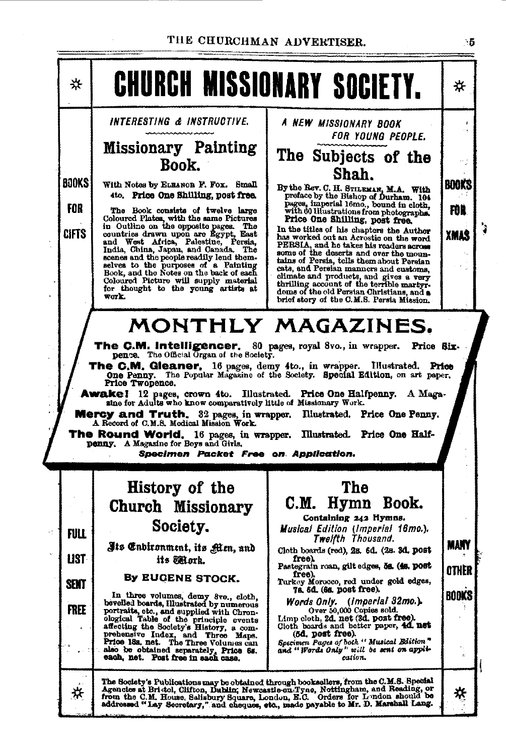# CHURCH MISSIONARY SOCIETY.

BOOKS FOR GIFTS

BOOKS FOR XMAS

*INTERESTING & INSTRUCTIVE.*

## Missionary Painting Book.

With Notes by ELEANOR F. FOX. Small 4to. **Price One Shilling, post free.**

The Book consists of twelve large Coloured Plates, with the same Pictures in Outline on the opposite pages. The countries drawn upon are Egypt, East and West Africa, Palestine, Persia, India, China, Japan, and Canada. The scenes and the people readily lend themselves to the purposes of a Painting Book, and the Notes on the back of each Coloured Picture will supply material for thought to the young artists at work.

*A NEW MISSIONARY BOOK FOR YOUNG PEOPLE.*

## The Subjects of the Shah.

By the Rev. C. H. STILEMAN, M.A. With preface by the Bishop of Durham. 104 pages, imperial 16mo., bound in cloth, with 60 Illustrations from photographs. **Price One Shilling, post free.**

In the titles of his chapters the Author has worked out an Acrostic on the word PERSIA, and he takes his readers across some of the deserts and over the mountains of Persia, tells them about Persian cats, and Persian manners and customs, climate and products, and gives a very thrilling account of the terrible martyrdoms of the old Persian Christians, and a brief story of the C.M.S. Persia Mission.

# MONTHLY MAGAZINES.

**The C.M. Intelligencer.** 80 pages, royal 8vo., in wrapper. **Price Sixpence.** The Official Organ of the Society.

**The C.M. Gleaner,** 16 pages, demy 4to., in wrapper. Illustrated. **Price One Penny.** The Popular Magazine of the Society. **Special Edition,** on art paper, **Price Twopence.**

**Awake!** 12 pages, crown 4to. Illustrated. **Price One Halfpenny.** A Magazine for Adults who know comparatively little of Missionary Work.

**Mercy and Truth.** 32 pages, in wrapper. Illustrated. **Price One Penny.** A Record of C.M.S. Medical Mission Work.

**The Round World.** 16 pages, in wrapper. Illustrated. **Price One Halfpenny.** A Magazine for Boys and Girls.

***Specimen Packet Free on Application.***

FULL LIST SENT FREE

MANY OTHER BOOKS

## History of the Church Missionary Society.

**Its Environment, its Men, and its Work.**

**By EUGENE STOCK.**

In three volumes, demy 8vo., cloth, bevelled boards, illustrated by numerous portraits, etc., and supplied with Chronological Table of the principal events affecting the Society's History, a comprehensive Index, and Three Maps. **Price 18s. net.** The Three Volumes can also be obtained separately, **Price 6s. each, net. Post free in each case.**

## The C.M. Hymn Book.

**Containing 242 Hymns.**

***Musical Edition (Imperial 16mo.). Twelfth Thousand.***

Cloth boards (red), **2s. 6d. (2s. 3d. post free).**

Pastegrain roan, gilt edges, **5s. (4s. post free).**

Turkey Morocco, red under gold edges, **7s. 6d. (6s. post free).**

***Words Only. (Imperial 32mo.).***

Over 50,000 Copies sold.

Limp cloth, **2d. net (3d. post free).**

Cloth boards and better paper, **4d. net (5d. post free).**

*Specimen Pages of both "Musical Edition" and "Words Only" will be sent on application.*

The Society's Publications may be obtained through booksellers, from the C.M.S. Special Agencies at Bristol, Clifton, Dublin, Newcastle-on-Tyne, Nottingham, and Reading, or from the C.M. House, Salisbury Square, London, E.C. Orders for London should be addressed "Lay Secretary," and cheques, etc., made payable to Mr. D. Marshall Lang.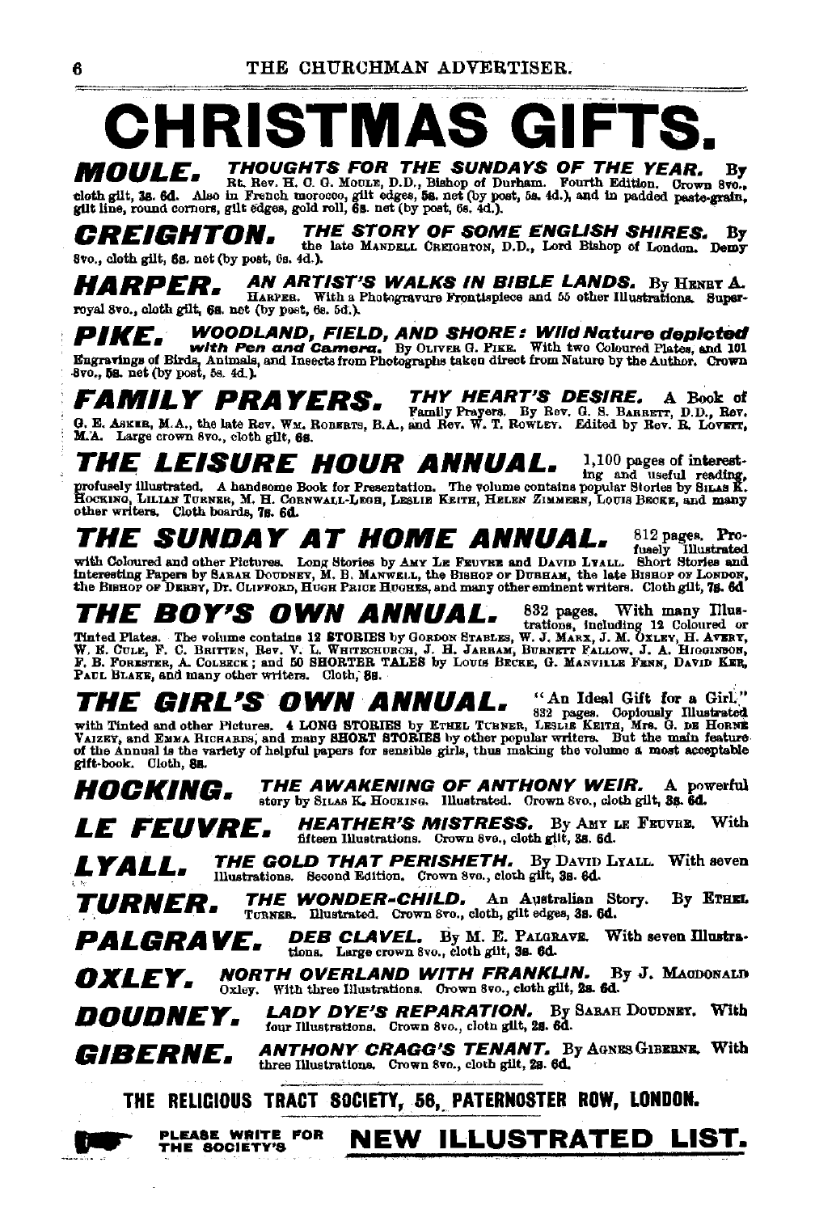# CHRISTMAS GIFTS.

**MOULE.** ***THOUGHTS FOR THE SUNDAYS OF THE YEAR.*** By Rt. Rev. H. C. G. MOULE, D.D., Bishop of Durham. Fourth Edition. Crown 8vo., cloth gilt, 3s. 6d. Also in French morocco, gilt edges, 5s. net (by post, 5s. 4d.), and in padded paste-grain, gilt line, round corners, gilt edges, gold roll, 6s. net (by post, 6s. 4d.).

**CREIGHTON.** ***THE STORY OF SOME ENGLISH SHIRES.*** By the late MANDELL CREIGHTON, D.D., Lord Bishop of London. Demy 8vo., cloth gilt, 6s. net (by post, 6s. 4d.).

**HARPER.** ***AN ARTIST'S WALKS IN BIBLE LANDS.*** By HENRY A. HARPER. With a Photogravure Frontispiece and 55 other Illustrations. Super-royal 8vo., cloth gilt, 6s. net (by post, 6s. 5d.).

**PIKE.** ***WOODLAND, FIELD, AND SHORE: Wild Nature depicted with Pen and Camera.*** By OLIVER G. PIKE. With two Coloured Plates, and 101 Engravings of Birds, Animals, and Insects from Photographs taken direct from Nature by the Author. Crown 8vo., 5s. net (by post, 5s. 4d.).

**FAMILY PRAYERS.** ***THY HEART'S DESIRE.*** A Book of Family Prayers. By Rev. G. S. BARRETT, D.D., Rev. G. E. ASKER, M.A., the late Rev. WM. ROBERTS, B.A., and Rev. W. T. ROWLEY. Edited by Rev. R. LOVETT, M.A. Large crown 8vo., cloth gilt, 6s.

**THE LEISURE HOUR ANNUAL.** 1,100 pages of interesting and useful reading, profusely illustrated. A handsome Book for Presentation. The volume contains popular Stories by SILAS K. HOCKING, LILIAN TURNER, M. H. CORNWALL-LEGH, LESLIE KEITH, HELEN ZIMMERN, LOUIS BECKE, and many other writers. Cloth boards, 7s. 6d.

**THE SUNDAY AT HOME ANNUAL.** 812 pages. Profusely Illustrated with Coloured and other Pictures. Long Stories by AMY LE FEUVRE and DAVID LYALL. Short Stories and interesting Papers by SARAH DOUDNEY, M. B. MANWELL, the BISHOP OF DURHAM, the late BISHOP OF LONDON, the BISHOP OF DERBY, DR. CLIFFORD, HUGH PRICE HUGHES, and many other eminent writers. Cloth gilt, 7s. 6d.

**THE BOY'S OWN ANNUAL.** 832 pages. With many Illustrations, including 12 Coloured or Tinted Plates. The volume contains 12 STORIES by GORDON STABLES, W. J. MARX, J. M. OXLEY, H. AVERY, W. E. CULE, F. C. BRITTEN, Rev. V. L. WHITECHURCH, J. H. JARRAM, BURNETT FALLOW, J. A. HIGGINSON, F. B. FORESTER, A. COLBECK; and 50 SHORTER TALES by LOUIS BECKE, G. MANVILLE FENN, DAVID KER, PAUL BLAKE, and many other writers. Cloth, 8s.

**THE GIRL'S OWN ANNUAL.** "An Ideal Gift for a Girl." 832 pages. Copiously Illustrated with Tinted and other Pictures. 4 LONG STORIES by ETHEL TURNER, LESLIE KEITH, Mrs. G. DE HORNE VAIZEY, and EMMA RICHARDS; and many SHORT STORIES by other popular writers. But the main feature of the Annual is the variety of helpful papers for sensible girls, thus making the volume a most acceptable gift-book. Cloth, 8s.

**HOCKING.** ***THE AWAKENING OF ANTHONY WEIR.*** A powerful story by SILAS K. HOCKING. Illustrated. Crown 8vo., cloth gilt, 3s. 6d.

**LE FEUVRE.** ***HEATHER'S MISTRESS.*** By AMY LE FEUVRE. With fifteen Illustrations. Crown 8vo., cloth gilt, 3s. 6d.

**LYALL.** ***THE GOLD THAT PERISHETH.*** By DAVID LYALL. With seven Illustrations. Second Edition. Crown 8vo., cloth gilt, 3s. 6d.

**TURNER.** ***THE WONDER-CHILD.*** An Australian Story. By ETHEL TURNER. Illustrated. Crown 8vo., cloth, gilt edges, 3s. 6d.

**PALGRAVE.** ***DEB CLAVEL.*** By M. E. PALGRAVE. With seven Illustrations. Large crown 8vo., cloth gilt, 3s. 6d.

**OXLEY.** ***NORTH OVERLAND WITH FRANKLIN.*** By J. MACDONALD OXLEY. With three Illustrations. Crown 8vo., cloth gilt, 2s. 6d.

**DOUDNEY.** ***LADY DYE'S REPARATION.*** By SARAH DOUDNEY. With four Illustrations. Crown 8vo., cloth gilt, 2s. 6d.

**GIBERNE.** ***ANTHONY CRAGG'S TENANT.*** By AGNES GIBERNE. With three Illustrations. Crown 8vo., cloth gilt, 2s. 6d.

**THE RELIGIOUS TRACT SOCIETY, 56, PATERNOSTER ROW, LONDON.**

PLEASE WRITE FOR THE SOCIETY'S **NEW ILLUSTRATED LIST.**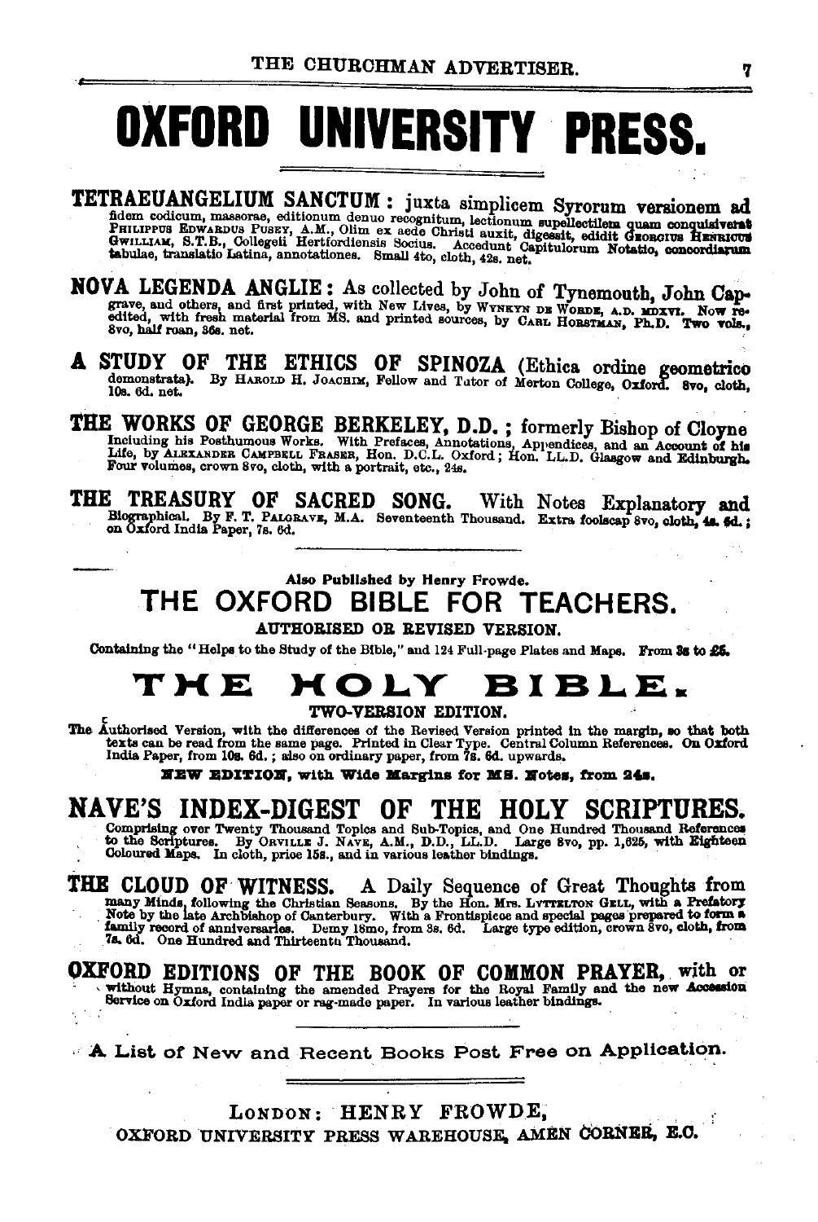# OXFORD UNIVERSITY PRESS.

**TETRAEUANGELIUM SANCTUM:** juxta simplicem Syrorum versionem ad fidem codicum, massorae, editionum denuo recognitum, lectionum supellectilem quam conquisiverat PHILIPPUS EDWARDUS PUSEY, A.M., Olim ex aede Christi auxit, digessit, edidit GEORGIUS HENRICUS GWILLIAM, S.T.B., Collegeii Hertfordiensis Socius. Accedunt Capitulorum Notatio, concordiarum tabulae, translatio Latina, annotationes. Small 4to, cloth, 42s. net.

**NOVA LEGENDA ANGLIE:** As collected by John of Tynemouth, John Capgrave, and others, and first printed, with New Lives, by WYNKYN DE WORDE, A.D. MDXVI. Now re-edited, with fresh material from MS. and printed sources, by CARL HORSTMAN, Ph.D. Two vols., 8vo, half roan, 36s. net.

**A STUDY OF THE ETHICS OF SPINOZA** (Ethica ordine geometrico demonstrata). By HAROLD H. JOACHIM, Fellow and Tutor of Merton College, Oxford. 8vo, cloth, 10s. 6d. net.

**THE WORKS OF GEORGE BERKELEY, D.D.;** formerly Bishop of Cloyne Including his Posthumous Works. With Prefaces, Annotations, Appendices, and an Account of his Life, by ALEXANDER CAMPBELL FRASER, Hon. D.C.L. Oxford; Hon. LL.D. Glasgow and Edinburgh. Four volumes, crown 8vo, cloth, with a portrait, etc., 24s.

**THE TREASURY OF SACRED SONG.** With Notes Explanatory and Biographical. By F. T. PALGRAVE, M.A. Seventeenth Thousand. Extra foolscap 8vo, cloth, 4s. 6d.; on Oxford India Paper, 7s. 6d.

---

Also Published by Henry Frowde.

## THE OXFORD BIBLE FOR TEACHERS.

**AUTHORISED OR REVISED VERSION.**

Containing the "Helps to the Study of the Bible," and 124 Full-page Plates and Maps. From 3s to £5.

## THE HOLY BIBLE.

**TWO-VERSION EDITION.**

The Authorised Version, with the differences of the Revised Version printed in the margin, so that both texts can be read from the same page. Printed in Clear Type. Central Column References. On Oxford India Paper, from 10s. 6d.; also on ordinary paper, from 7s. 6d. upwards.

**NEW EDITION, with Wide Margins for MS. Notes, from 24s.**

**NAVE'S INDEX-DIGEST OF THE HOLY SCRIPTURES.** Comprising over Twenty Thousand Topics and Sub-Topics, and One Hundred Thousand References to the Scriptures. By ORVILLE J. NAVE, A.M., D.D., LL.D. Large 8vo, pp. 1,625, with Eighteen Coloured Maps. In cloth, price 15s., and in various leather bindings.

**THE CLOUD OF WITNESS.** A Daily Sequence of Great Thoughts from many Minds, following the Christian Seasons. By the Hon. Mrs. LYTTELTON GELL, with a Prefatory Note by the late Archbishop of Canterbury. With a Frontispiece and special pages prepared to form a family record of anniversaries. Demy 18mo, from 3s. 6d. Large type edition, crown 8vo, cloth, from 7s. 6d. One Hundred and Thirteenth Thousand.

**OXFORD EDITIONS OF THE BOOK OF COMMON PRAYER,** with or without Hymns, containing the amended Prayers for the Royal Family and the new Accession Service on Oxford India paper or rag-made paper. In various leather bindings.

---

A List of New and Recent Books Post Free on Application.

---

LONDON: HENRY FROWDE,
OXFORD UNIVERSITY PRESS WAREHOUSE, AMEN CORNER, E.C.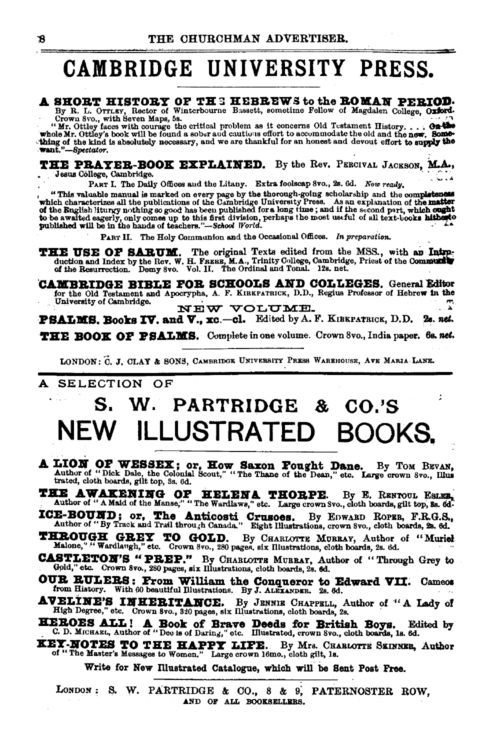# CAMBRIDGE UNIVERSITY PRESS.

**A SHORT HISTORY OF THE HEBREWS to the ROMAN PERIOD.** By R. L. Ottley, Rector of Winterbourne Bassett, sometime Fellow of Magdalen College, Oxford. Crown 8vo., with Seven Maps, 5s.

"Mr. Ottley faces with courage the critical problem as it concerns Old Testament History. . . . On the whole Mr. Ottley's book will be found a sober and cautious effort to accommodate the old and the new. Something of the kind is absolutely necessary, and we are thankful for an honest and devout effort to supply the want."—*Spectator.*

**THE PRAYER-BOOK EXPLAINED.** By the Rev. Percival Jackson, M.A., Jesus College, Cambridge.

Part I. The Daily Offices and the Litany. Extra foolscap 8vo., 2s. 6d. *Now ready.*

"This valuable manual is marked on every page by the thorough-going scholarship and the completeness which characterizes all the publications of the Cambridge University Press. As an explanation of the matter of the English liturgy nothing so good has been published for a long time; and if the second part, which ought to be awaited eagerly, only comes up to this first division, perhaps the most useful of all text-books hitherto published will be in the hands of teachers."—*School World.*

Part II. The Holy Communion and the Occasional Offices. *In preparation.*

**THE USE OF SARUM.** The original Texts edited from the MSS., with an Introduction and Index by the Rev. W. H. Frere, M.A., Trinity College, Cambridge, Priest of the Community of the Resurrection. Demy 8vo. Vol. II. The Ordinal and Tonal. 12s. net.

**CAMBRIDGE BIBLE FOR SCHOOLS AND COLLEGES.** General Editor for the Old Testament and Apocrypha, A. F. Kirkpatrick, D.D., Regius Professor of Hebrew in the University of Cambridge.

NEW VOLUME.

**PSALMS. Books IV. and V., xc.—cl.** Edited by A. F. Kirkpatrick, D.D. **2s. *net.***

**THE BOOK OF PSALMS.** Complete in one volume. Crown 8vo., India paper. **6s. *net.***

London: C. J. Clay & Sons, Cambridge University Press Warehouse, Ave Maria Lane.

---

A SELECTION OF

# S. W. PARTRIDGE & CO.'S NEW ILLUSTRATED BOOKS.

**A LION OF WESSEX; or, How Saxon Fought Dane.** By Tom Bevan, Author of "Dick Dale, the Colonial Scout," "The Thane of the Dean," etc. Large crown 8vo., Illustrated, cloth boards, gilt top, 3s. 6d.

**THE AWAKENING OF HELENA THORPE.** By E. Rentoul Esler, Author of "A Maid of the Manse," "The Wardlaws," etc. Large crown 8vo., cloth boards, gilt top, 3s. 6d.

**ICE-BOUND; or, The Anticosti Crusoes.** By Edward Roper, F.R.G.S., Author of "By Track and Trail through Canada." Eight Illustrations, crown 8vo., cloth boards, 2s. 6d.

**THROUGH GREY TO GOLD.** By Charlotte Murray, Author of "Muriel Malone," "Wardlaugh," etc. Crown 8vo., 280 pages, six Illustrations, cloth boards, 2s. 6d.

**CASTLETON'S "PREP."** By Charlotte Murray, Author of "Through Grey to Gold," etc. Crown 8vo., 280 pages, six Illustrations, cloth boards, 2s. 6d.

**OUR RULERS: From William the Conqueror to Edward VII.** Cameos from History. With 60 beautiful Illustrations. By J. Alexander. 2s. 6d.

**AVELINE'S INHERITANCE.** By Jennie Chappell, Author of "A Lady of High Degree," etc. Crown 8vo., 320 pages, six Illustrations, cloth boards, 2s.

**HEROES ALL! A Book of Brave Deeds for British Boys.** Edited by C. D. Michael, Author of "Deeds of Daring," etc. Illustrated, crown 8vo., cloth boards, 1s. 6d.

**KEY-NOTES TO THE HAPPY LIFE.** By Mrs. Charlotte Skinner, Author of "The Master's Messages to Women." Large crown 16mo., cloth gilt, 1s.

**Write for New Illustrated Catalogue, which will be Sent Post Free.**

London: S. W. PARTRIDGE & CO., 8 & 9, PATERNOSTER ROW, AND OF ALL BOOKSELLERS.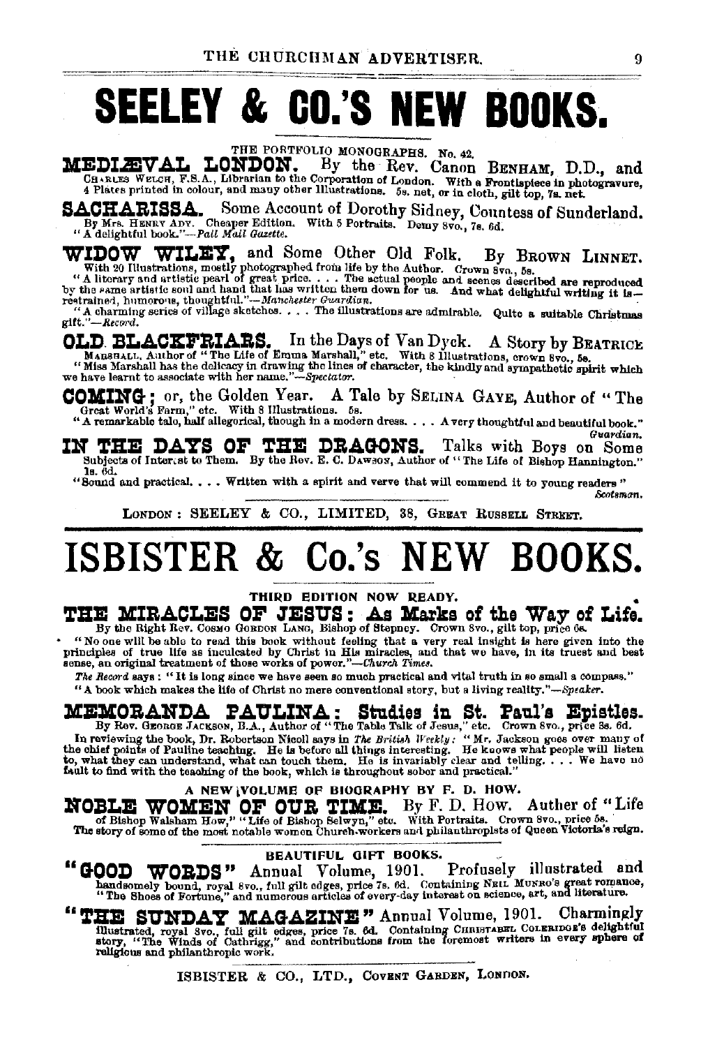# SEELEY & CO.'S NEW BOOKS.

THE PORTFOLIO MONOGRAPHS. No. 42.

**MEDIÆVAL LONDON.** By the Rev. Canon BENHAM, D.D., and CHARLES WELCH, F.S.A., Librarian to the Corporation of London. With a Frontispiece in photogravure, 4 Plates printed in colour, and many other Illustrations. 5s. net, or in cloth, gilt top, 7s. net.

**SACHARISSA.** Some Account of Dorothy Sidney, Countess of Sunderland. By Mrs. HENRY ADY. Cheaper Edition. With 5 Portraits. Demy 8vo., 7s. 6d.
"A delightful book."—*Pall Mall Gazette.*

**WIDOW WILEY,** and Some Other Old Folk. By BROWN LINNET. With 20 Illustrations, mostly photographed from life by the Author. Crown 8vo., 5s.
"A literary and artistic pearl of great price. . . . The actual people and scenes described are reproduced by the same artistic soul and hand that has written them down for us. And what delightful writing it is—restrained, humorous, thoughtful."—*Manchester Guardian.*
"A charming series of village sketches. . . . The illustrations are admirable. Quite a suitable Christmas gift."—*Record.*

**OLD BLACKFRIARS.** In the Days of Van Dyck. A Story by BEATRICE MARSHALL, Author of "The Life of Emma Marshall," etc. With 8 Illustrations, crown 8vo., 5s.
"Miss Marshall has the delicacy in drawing the lines of character, the kindly and sympathetic spirit which we have learnt to associate with her name."—*Spectator.*

**COMING;** or, the Golden Year. A Tale by SELINA GAYE, Author of "The Great World's Farm," etc. With 8 Illustrations. 5s.
"A remarkable tale, half allegorical, though in a modern dress. . . . A very thoughtful and beautiful book."—*Guardian.*

**IN THE DAYS OF THE DRAGONS.** Talks with Boys on Some Subjects of Interest to Them. By the Rev. E. C. DAWSON, Author of "The Life of Bishop Hannington." 1s. 6d.
"Sound and practical. . . . Written with a spirit and verve that will commend it to young readers"—*Scotsman.*

LONDON: SEELEY & CO., LIMITED, 38, GREAT RUSSELL STREET.

# ISBISTER & Co.'s NEW BOOKS.

THIRD EDITION NOW READY.

**THE MIRACLES OF JESUS: As Marks of the Way of Life.** By the Right Rev. COSMO GORDON LANG, Bishop of Stepney. Crown 8vo., gilt top, price 6s.
"No one will be able to read this book without feeling that a very real insight is here given into the principles of true life as inculcated by Christ in His miracles, and that we have, in its truest and best sense, an original treatment of those works of power."—*Church Times.*
*The Record* says: "It is long since we have seen so much practical and vital truth in so small a compass."
"A book which makes the life of Christ no mere conventional story, but a living reality."—*Speaker.*

**MEMORANDA PAULINA: Studies in St. Paul's Epistles.** By Rev. GEORGE JACKSON, B.A., Author of "The Table Talk of Jesus," etc. Crown 8vo., price 3s. 6d.
In reviewing the book, Dr. Robertson Nicoll says in *The British Weekly*: "Mr. Jackson goes over many of the chief points of Pauline teaching. He is before all things interesting. He knows what people will listen to, what they can understand, what can touch them. He is invariably clear and telling. . . . We have no fault to find with the teaching of the book, which is throughout sober and practical."

A NEW VOLUME OF BIOGRAPHY BY F. D. HOW.

**NOBLE WOMEN OF OUR TIME.** By F. D. How. Auther of "Life of Bishop Walsham How," "Life of Bishop Selwyn," etc. With Portraits. Crown 8vo., price 5s.
The story of some of the most notable women Church-workers and philanthropists of Queen Victoria's reign.

BEAUTIFUL GIFT BOOKS.

**"GOOD WORDS"** Annual Volume, 1901. Profusely illustrated and handsomely bound, royal 8vo., full gilt edges, price 7s. 6d. Containing NEIL MUNRO'S great romance, "The Shoes of Fortune," and numerous articles of every-day interest on science, art, and literature.

**"THE SUNDAY MAGAZINE"** Annual Volume, 1901. Charmingly illustrated, royal 8vo., full gilt edges, price 7s. 6d. Containing CHRISTABEL COLERIDGE'S delightful story, "The Winds of Cathrigg," and contributions from the foremost writers in every sphere of religious and philanthropic work.

ISBISTER & CO., LTD., COVENT GARDEN, LONDON.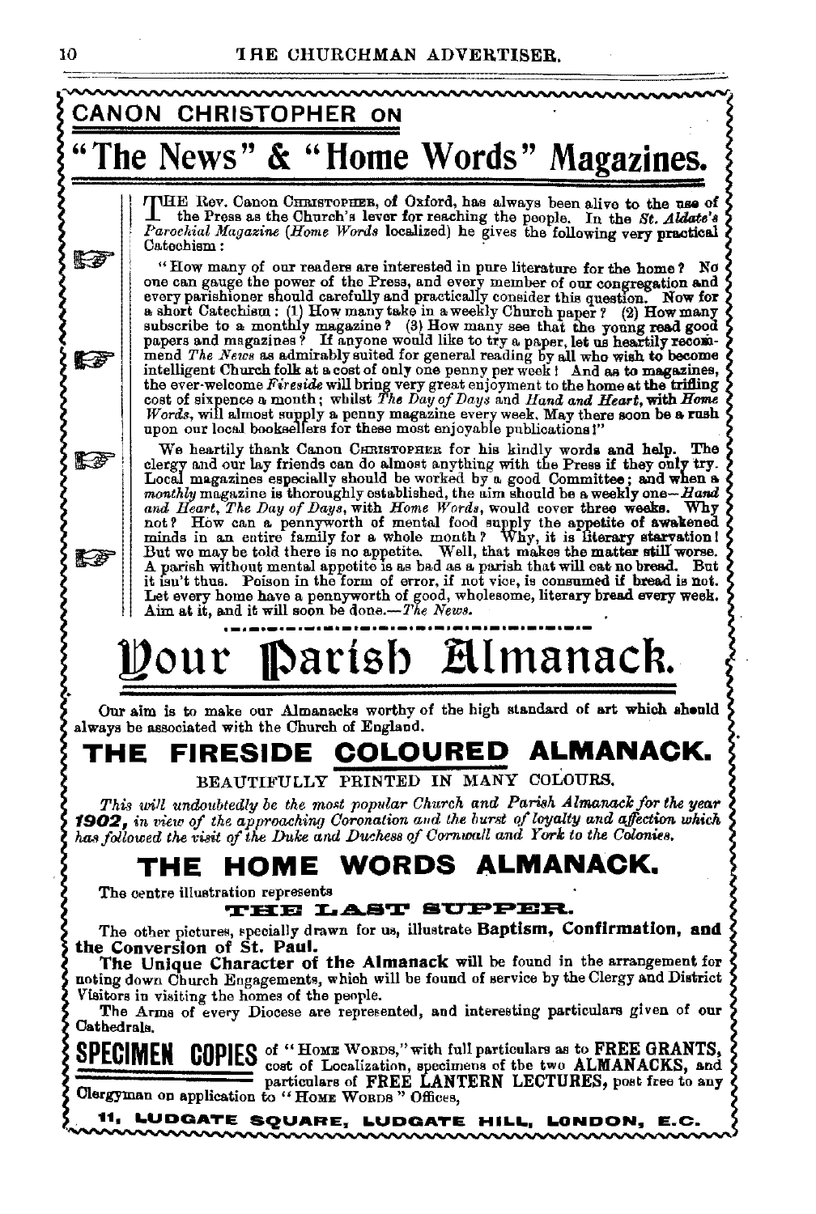## CANON CHRISTOPHER ON

# "The News" & "Home Words" Magazines.

THE Rev. Canon CHRISTOPHER, of Oxford, has always been alive to the use of the Press as the Church's lever for reaching the people. In the *St. Aldate's Parochial Magazine* (*Home Words* localized) he gives the following very practical Catechism:

"How many of our readers are interested in pure literature for the home? No one can gauge the power of the Press, and every member of our congregation and every parishioner should carefully and practically consider this question. Now for a short Catechism: (1) How many take in a weekly Church paper? (2) How many subscribe to a monthly magazine? (3) How many see that the young read good papers and magazines? If anyone would like to try a paper, let us heartily recommend *The News* as admirably suited for general reading by all who wish to become intelligent Church folk at a cost of only one penny per week! And as to magazines, the ever-welcome *Fireside* will bring very great enjoyment to the home at the trifling cost of sixpence a month; whilst *The Day of Days* and *Hand and Heart*, with *Home Words*, will almost supply a penny magazine every week. May there soon be a rush upon our local booksellers for these most enjoyable publications!"

We heartily thank Canon CHRISTOPHER for his kindly words and help. The clergy and our lay friends can do almost anything with the Press if they only try. Local magazines especially should be worked by a good Committee; and when a *monthly* magazine is thoroughly established, the aim should be a weekly one—*Hand and Heart*, *The Day of Days*, with *Home Words*, would cover three weeks. Why not? How can a pennyworth of mental food supply the appetite of awakened minds in an entire family for a whole month? Why, it is literary starvation! But we may be told there is no appetite. Well, that makes the matter still worse. A parish without mental appetite is as bad as a parish that will eat no bread. But it isn't thus. Poison in the form of error, if not vice, is consumed if bread is not. Let every home have a pennyworth of good, wholesome, literary bread every week. Aim at it, and it will soon be done.—*The News.*

# Your Parish Almanack.

Our aim is to make our Almanacks worthy of the high standard of art which should always be associated with the Church of England.

## THE FIRESIDE COLOURED ALMANACK.

BEAUTIFULLY PRINTED IN MANY COLOURS.

*This will undoubtedly be the most popular Church and Parish Almanack for the year* ***1902****, in view of the approaching Coronation and the burst of loyalty and affection which has followed the visit of the Duke and Duchess of Cornwall and York to the Colonies.*

## THE HOME WORDS ALMANACK.

The centre illustration represents

**THE LAST SUPPER.**

The other pictures, specially drawn for us, illustrate **Baptism, Confirmation, and the Conversion of St. Paul.**

**The Unique Character of the Almanack** will be found in the arrangement for noting down Church Engagements, which will be found of service by the Clergy and District Visitors in visiting the homes of the people.

The Arms of every Diocese are represented, and interesting particulars given of our Cathedrals.

**SPECIMEN COPIES** of "HOME WORDS," with full particulars as to **FREE GRANTS,** cost of Localization, specimens of the two **ALMANACKS,** and particulars of **FREE LANTERN LECTURES,** post free to any Clergyman on application to "HOME WORDS" Offices,

**11, LUDGATE SQUARE, LUDGATE HILL, LONDON, E.C.**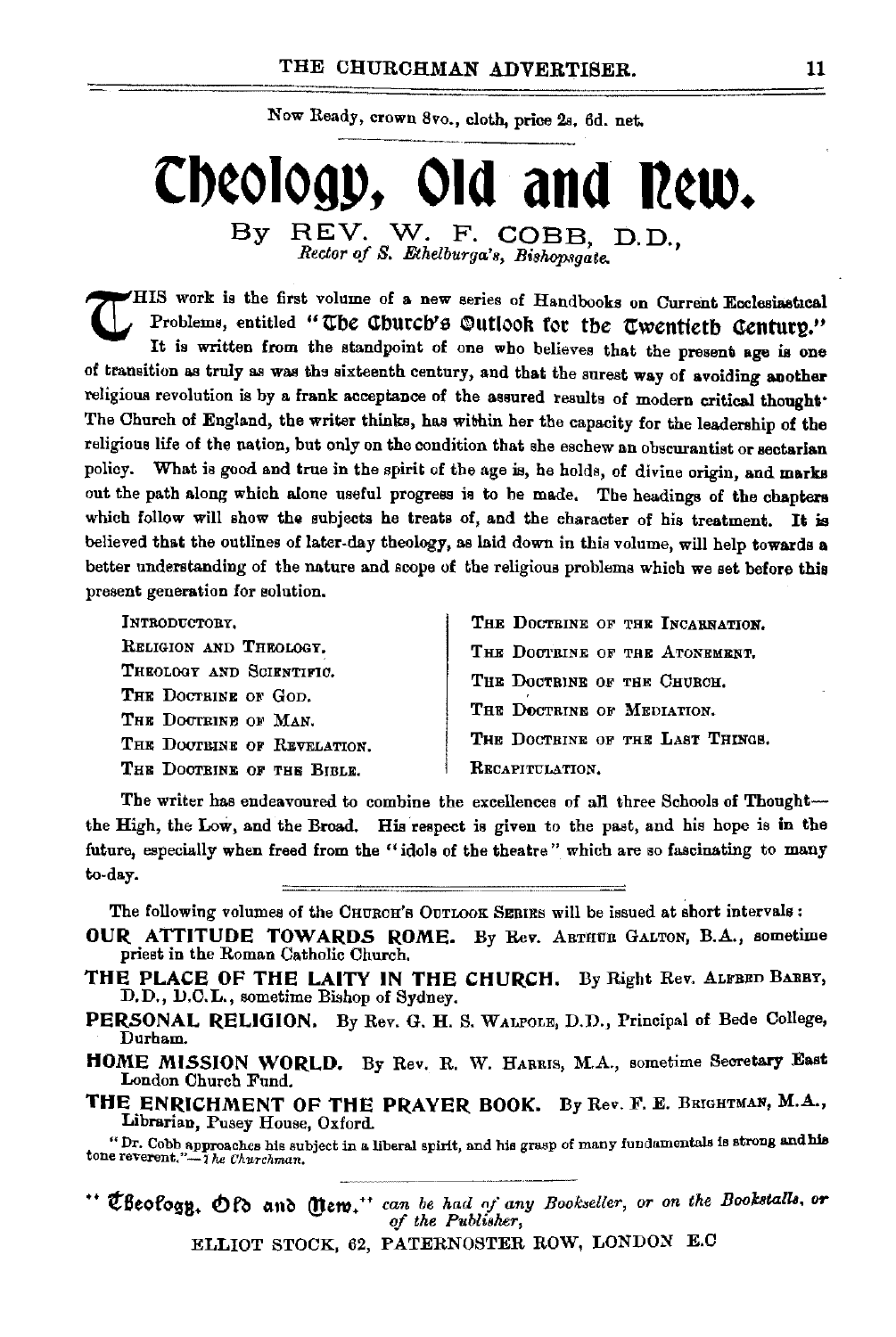Now Ready, crown 8vo., cloth, price 2s. 6d. net.

# Theology, Old and New.

By REV. W. F. COBB, D.D.,

*Rector of S. Ethelburga's, Bishopsgate.*

THIS work is the first volume of a new series of Handbooks on Current Ecclesiastical Problems, entitled "The Church's Outlook for the Twentieth Century." It is written from the standpoint of one who believes that the present age is one of transition as truly as was the sixteenth century, and that the surest way of avoiding another religious revolution is by a frank acceptance of the assured results of modern critical thought. The Church of England, the writer thinks, has within her the capacity for the leadership of the religious life of the nation, but only on the condition that she eschew an obscurantist or sectarian policy. What is good and true in the spirit of the age is, he holds, of divine origin, and marks out the path along which alone useful progress is to be made. The headings of the chapters which follow will show the subjects he treats of, and the character of his treatment. It is believed that the outlines of later-day theology, as laid down in this volume, will help towards a better understanding of the nature and scope of the religious problems which we set before this present generation for solution.

- INTRODUCTORY.
- RELIGION AND THEOLOGY.
- THEOLOGY AND SCIENTIFIC.
- THE DOCTRINE OF GOD.
- THE DOCTRINE OF MAN.
- THE DOCTRINE OF REVELATION.
- THE DOCTRINE OF THE BIBLE.
- THE DOCTRINE OF THE INCARNATION.
- THE DOCTRINE OF THE ATONEMENT.
- THE DOCTRINE OF THE CHURCH.
- THE DOCTRINE OF MEDIATION.
- THE DOCTRINE OF THE LAST THINGS.
- RECAPITULATION.

The writer has endeavoured to combine the excellences of all three Schools of Thought—the High, the Low, and the Broad. His respect is given to the past, and his hope is in the future, especially when freed from the "idols of the theatre" which are so fascinating to many to-day.

---

The following volumes of the CHURCH'S OUTLOOK SERIES will be issued at short intervals:

**OUR ATTITUDE TOWARDS ROME.** By Rev. ARTHUR GALTON, B.A., sometime priest in the Roman Catholic Church.

**THE PLACE OF THE LAITY IN THE CHURCH.** By Right Rev. ALFRED BARRY, D.D., D.C.L., sometime Bishop of Sydney.

**PERSONAL RELIGION.** By Rev. G. H. S. WALPOLE, D.D., Principal of Bede College, Durham.

**HOME MISSION WORLD.** By Rev. R. W. HARRIS, M.A., sometime Secretary East London Church Fund.

**THE ENRICHMENT OF THE PRAYER BOOK.** By Rev. F. E. BRIGHTMAN, M.A., Librarian, Pusey House, Oxford.

"Dr. Cobb approaches his subject in a liberal spirit, and his grasp of many fundamentals is strong and his tone reverent."—*The Churchman.*

---

"Theology, Old and New," *can be had of any Bookseller, or on the Bookstalls, or of the Publisher,*

ELLIOT STOCK, 62, PATERNOSTER ROW, LONDON E.C.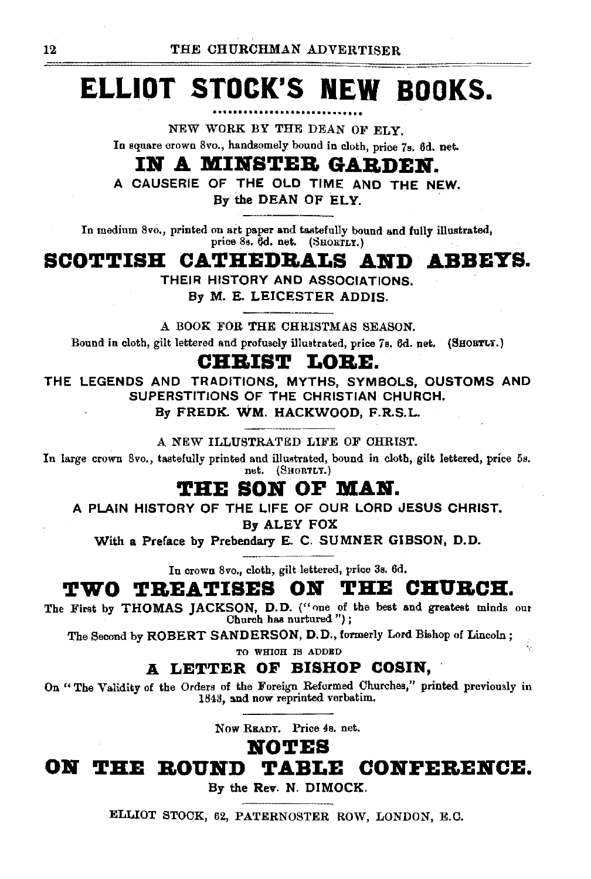# ELLIOT STOCK'S NEW BOOKS.

NEW WORK BY THE DEAN OF ELY.

In square crown 8vo., handsomely bound in cloth, price 7s. 6d. net.

## IN A MINSTER GARDEN.

A CAUSERIE OF THE OLD TIME AND THE NEW.

By the DEAN OF ELY.

---

In medium 8vo., printed on art paper and tastefully bound and fully illustrated, price 8s. 6d. net. (SHORTLY.)

## SCOTTISH CATHEDRALS AND ABBEYS.

THEIR HISTORY AND ASSOCIATIONS.

By M. E. LEICESTER ADDIS.

---

A BOOK FOR THE CHRISTMAS SEASON.

Bound in cloth, gilt lettered and profusely illustrated, price 7s. 6d. net. (SHORTLY.)

## CHRIST LORE.

THE LEGENDS AND TRADITIONS, MYTHS, SYMBOLS, CUSTOMS AND SUPERSTITIONS OF THE CHRISTIAN CHURCH.

By FREDK. WM. HACKWOOD, F.R.S.L.

---

A NEW ILLUSTRATED LIFE OF CHRIST.

In large crown 8vo., tastefully printed and illustrated, bound in cloth, gilt lettered, price 5s. net. (SHORTLY.)

## THE SON OF MAN.

A PLAIN HISTORY OF THE LIFE OF OUR LORD JESUS CHRIST.

By ALEY FOX

With a Preface by Prebendary E. C. SUMNER GIBSON, D.D.

---

In crown 8vo., cloth, gilt lettered, price 3s. 6d.

## TWO TREATISES ON THE CHURCH.

The First by THOMAS JACKSON, D.D. ("one of the best and greatest minds our Church has nurtured");

The Second by ROBERT SANDERSON, D.D., formerly Lord Bishop of Lincoln;

TO WHICH IS ADDED

### A LETTER OF BISHOP COSIN,

On "The Validity of the Orders of the Foreign Reformed Churches," printed previously in 1843, and now reprinted verbatim.

---

NOW READY. Price 4s. net.

## NOTES ON THE ROUND TABLE CONFERENCE.

By the Rev. N. DIMOCK.

---

ELLIOT STOCK, 62, PATERNOSTER ROW, LONDON, E.C.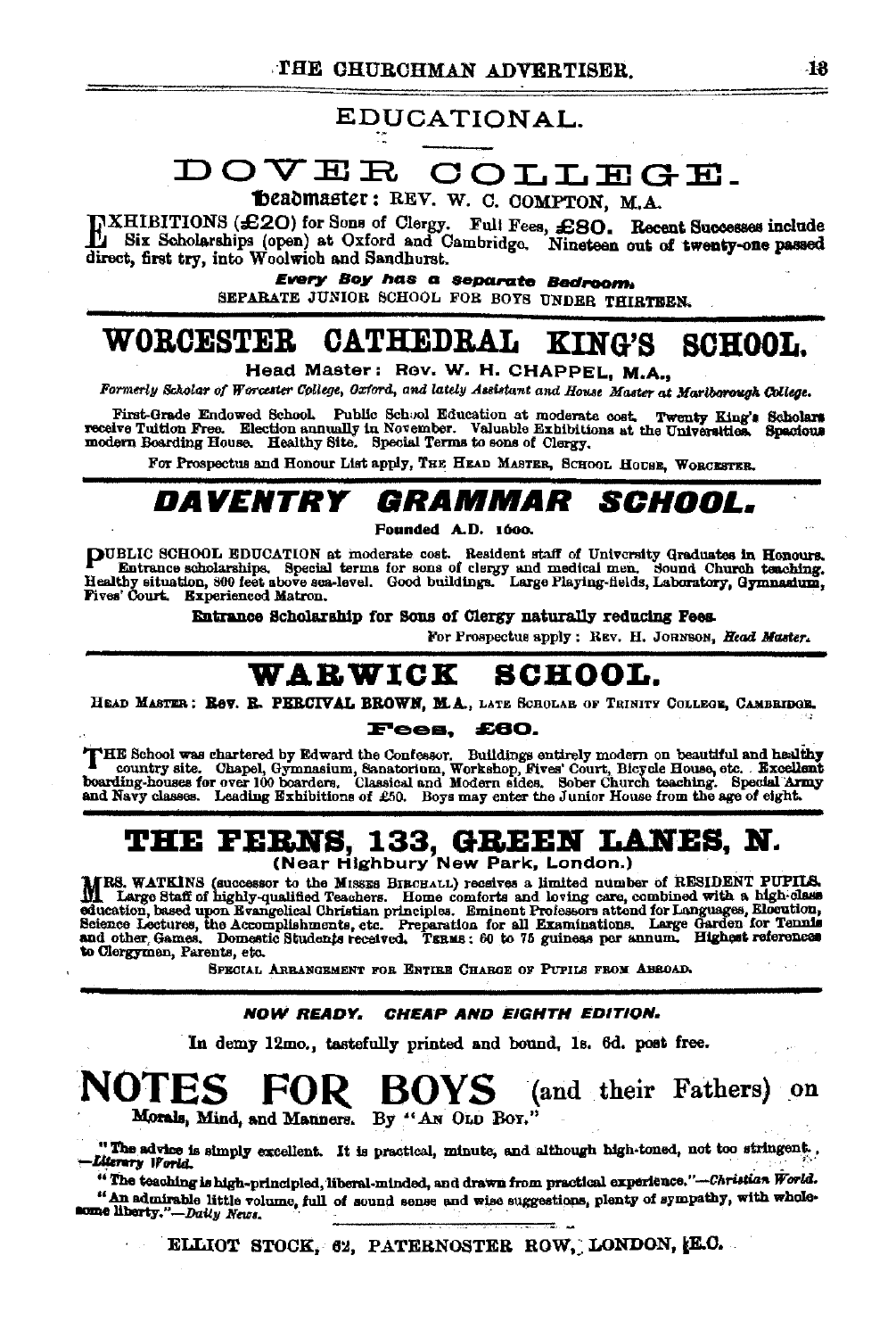# EDUCATIONAL.

## DOVER COLLEGE.

**Headmaster: REV. W. C. COMPTON, M.A.**

EXHIBITIONS (£20) for Sons of Clergy. Full Fees, £80. Recent Successes include Six Scholarships (open) at Oxford and Cambridge. Nineteen out of twenty-one passed direct, first try, into Woolwich and Sandhurst.

***Every Boy has a separate Bedroom.***

SEPARATE JUNIOR SCHOOL FOR BOYS UNDER THIRTEEN.

---

## WORCESTER CATHEDRAL KING'S SCHOOL.

**Head Master: Rev. W. H. CHAPPEL, M.A.,**

*Formerly Scholar of Worcester College, Oxford, and lately Assistant and House Master at Marlborough College.*

First-Grade Endowed School. Public School Education at moderate cost. Twenty King's Scholars receive Tuition Free. Election annually in November. Valuable Exhibitions at the Universities. Spacious modern Boarding House. Healthy Site. Special Terms to sons of Clergy.

For Prospectus and Honour List apply, THE HEAD MASTER, SCHOOL HOUSE, WORCESTER.

---

## *DAVENTRY GRAMMAR SCHOOL.*

**Founded A.D. 1600.**

PUBLIC SCHOOL EDUCATION at moderate cost. Resident staff of University Graduates in Honours. Entrance scholarships. Special terms for sons of clergy and medical men. Sound Church teaching. Healthy situation, 800 feet above sea-level. Good buildings. Large Playing-fields, Laboratory, Gymnasium, Fives' Court. Experienced Matron.

**Entrance Scholarship for Sons of Clergy naturally reducing Fees.**

For Prospectus apply: REV. H. JOHNSON, *Head Master.*

---

## WARWICK SCHOOL.

HEAD MASTER: **Rev. R. PERCIVAL BROWN, M.A.**, LATE SCHOLAR OF TRINITY COLLEGE, CAMBRIDGE.

**Fees, £60.**

THE School was chartered by Edward the Confessor. Buildings entirely modern on beautiful and healthy country site. Chapel, Gymnasium, Sanatorium, Workshop, Fives' Court, Bicycle House, etc. Excellent boarding-houses for over 100 boarders. Classical and Modern sides. Sober Church teaching. Special Army and Navy classes. Leading Exhibitions of £50. Boys may enter the Junior House from the age of eight.

---

## THE FERNS, 133, GREEN LANES, N.

**(Near Highbury New Park, London.)**

MRS. WATKINS (successor to the MISSES BIRCHALL) receives a limited number of RESIDENT PUPILS. Large Staff of highly-qualified Teachers. Home comforts and loving care, combined with a high-class education, based upon Evangelical Christian principles. Eminent Professors attend for Languages, Elocution, Science Lectures, the Accomplishments, etc. Preparation for all Examinations. Large Garden for Tennis and other Games. Domestic Students received. TERMS: 60 to 75 guineas per annum. **Highest references** to Clergymen, Parents, etc.

SPECIAL ARRANGEMENT FOR ENTIRE CHARGE OF PUPILS FROM ABROAD.

---

***NOW READY. CHEAP AND EIGHTH EDITION.***

In demy 12mo., tastefully printed and bound, 1s. 6d. post free.

## NOTES FOR BOYS (and their Fathers) on

**Morals, Mind, and Manners.** By "AN OLD BOY."

"The advice is simply excellent. It is practical, minute, and although high-toned, not too stringent."—*Literary World.*

"The teaching is high-principled, liberal-minded, and drawn from practical experience."—*Christian World.*

"An admirable little volume, full of sound sense and wise suggestions, plenty of sympathy, with wholesome liberty."—*Daily News.*

ELLIOT STOCK, 62, PATERNOSTER ROW, LONDON, E.C.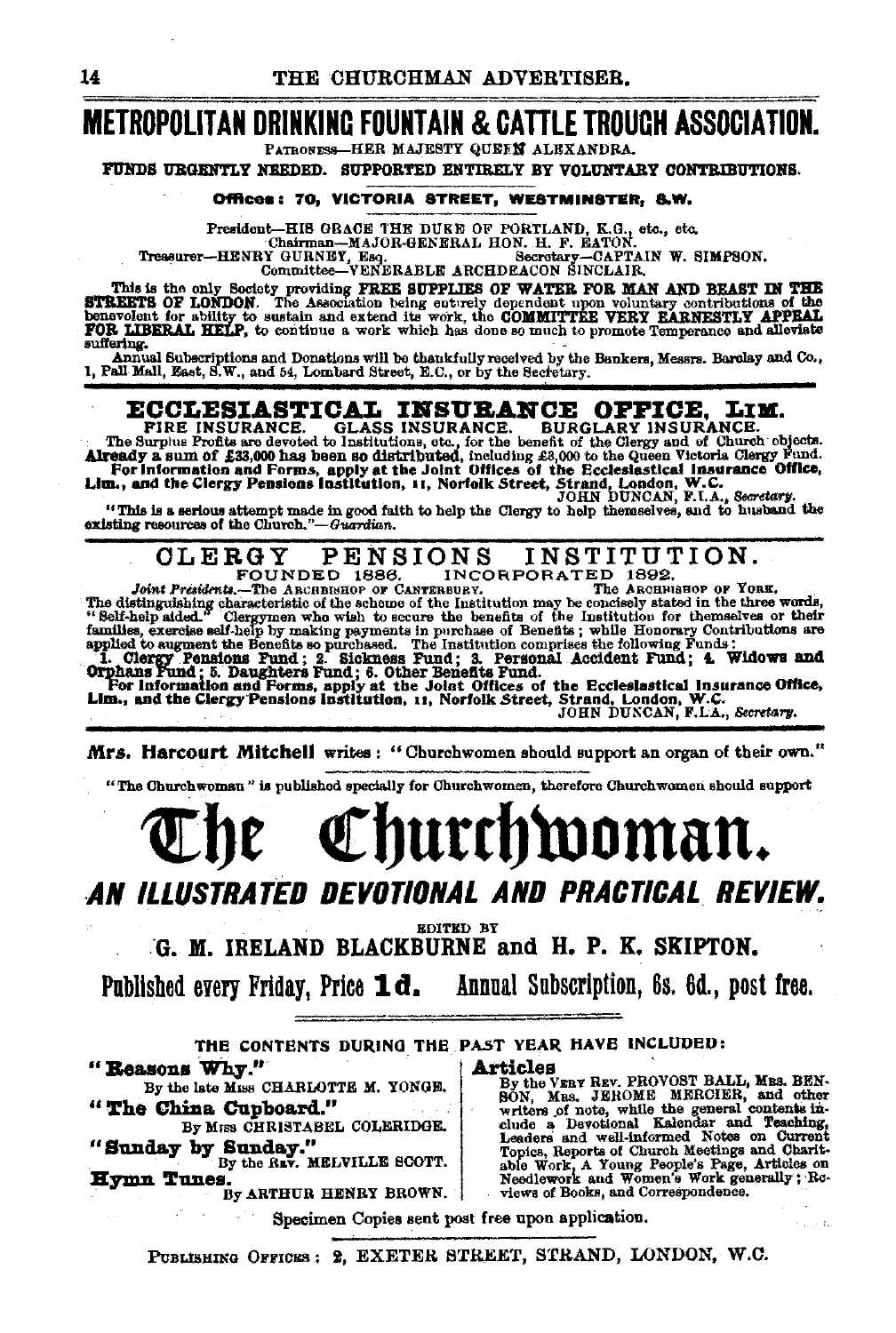# METROPOLITAN DRINKING FOUNTAIN & CATTLE TROUGH ASSOCIATION.

PATRONESS—HER MAJESTY QUEEN ALEXANDRA.

**FUNDS URGENTLY NEEDED. SUPPORTED ENTIRELY BY VOLUNTARY CONTRIBUTIONS.**

**Offices: 70, VICTORIA STREET, WESTMINSTER, S.W.**

President—HIS GRACE THE DUKE OF PORTLAND, K.G., etc., etc.
Chairman—MAJOR-GENERAL HON. H. F. EATON.
Treasurer—HENRY GURNEY, Esq. Secretary—CAPTAIN W. SIMPSON.
Committee—VENERABLE ARCHDEACON SINCLAIR.

This is the only Society providing **FREE SUPPLIES OF WATER FOR MAN AND BEAST IN THE STREETS OF LONDON**. The Association being entirely dependent upon voluntary contributions of the benevolent for ability to sustain and extend its work, the **COMMITTEE VERY EARNESTLY APPEAL FOR LIBERAL HELP**, to continue a work which has done so much to promote Temperance and alleviate suffering.

Annual Subscriptions and Donations will be thankfully received by the Bankers, Messrs. Barclay and Co., 1, Pall Mall, East, S.W., and 54, Lombard Street, E.C., or by the Secretary.

---

# ECCLESIASTICAL INSURANCE OFFICE, LIM.

FIRE INSURANCE. GLASS INSURANCE. BURGLARY INSURANCE.

The Surplus Profits are devoted to Institutions, etc., for the benefit of the Clergy and of Church objects. **Already a sum of £33,000 has been so distributed**, including £8,000 to the Queen Victoria Clergy Fund.

**For Information and Forms, apply at the Joint Offices of the Ecclesiastical Insurance Office, Lim., and the Clergy Pensions Institution, 11, Norfolk Street, Strand, London, W.C.**

JOHN DUNCAN, F.I.A., *Secretary.*

"This is a serious attempt made in good faith to help the Clergy to help themselves, and to husband the existing resources of the Church."—*Guardian.*

---

# CLERGY PENSIONS INSTITUTION.

FOUNDED 1886. INCORPORATED 1892.

*Joint Presidents.*—The ARCHBISHOP OF CANTERBURY. The ARCHBISHOP OF YORK.

The distinguishing characteristic of the scheme of the Institution may be concisely stated in the three words, "Self-help aided." Clergymen who wish to secure the benefits of the Institution for themselves or their families, exercise self-help by making payments in purchase of Benefits; while Honorary Contributions are applied to augment the Benefits so purchased. The Institution comprises the following Funds:

**1. Clergy Pensions Fund; 2. Sickness Fund; 3. Personal Accident Fund; 4. Widows and Orphans Fund; 5. Daughters Fund; 6. Other Benefits Fund.**

**For Information and Forms, apply at the Joint Offices of the Ecclesiastical Insurance Office, Lim., and the Clergy Pensions Institution, 11, Norfolk Street, Strand, London, W.C.**

JOHN DUNCAN, F.I.A., *Secretary.*

---

**Mrs. Harcourt Mitchell** writes: "Churchwomen should support an organ of their own."

"The Churchwoman" is published specially for Churchwomen, therefore Churchwomen should support

# The Churchwoman.

## *AN ILLUSTRATED DEVOTIONAL AND PRACTICAL REVIEW.*

EDITED BY

**G. M. IRELAND BLACKBURNE and H. P. K. SKIPTON.**

**Published every Friday, Price 1d. Annual Subscription, 6s. 6d., post free.**

THE CONTENTS DURING THE PAST YEAR HAVE INCLUDED:

**"Reasons Why."** By the late MISS CHARLOTTE M. YONGE.

**"The China Cupboard."** By MISS CHRISTABEL COLERIDGE.

**"Sunday by Sunday."** By the REV. MELVILLE SCOTT.

**Hymn Tunes.** By ARTHUR HENRY BROWN.

**Articles** By the VERY REV. PROVOST BALL, MRS. BENSON, MRS. JEROME MERCIER, and other writers of note, while the general contents include a Devotional Kalendar and Teaching, Leaders and well-informed Notes on Current Topics, Reports of Church Meetings and Charitable Work, A Young People's Page, Articles on Needlework and Women's Work generally; Reviews of Books, and Correspondence.

Specimen Copies sent post free upon application.

PUBLISHING OFFICES: 2, EXETER STREET, STRAND, LONDON, W.C.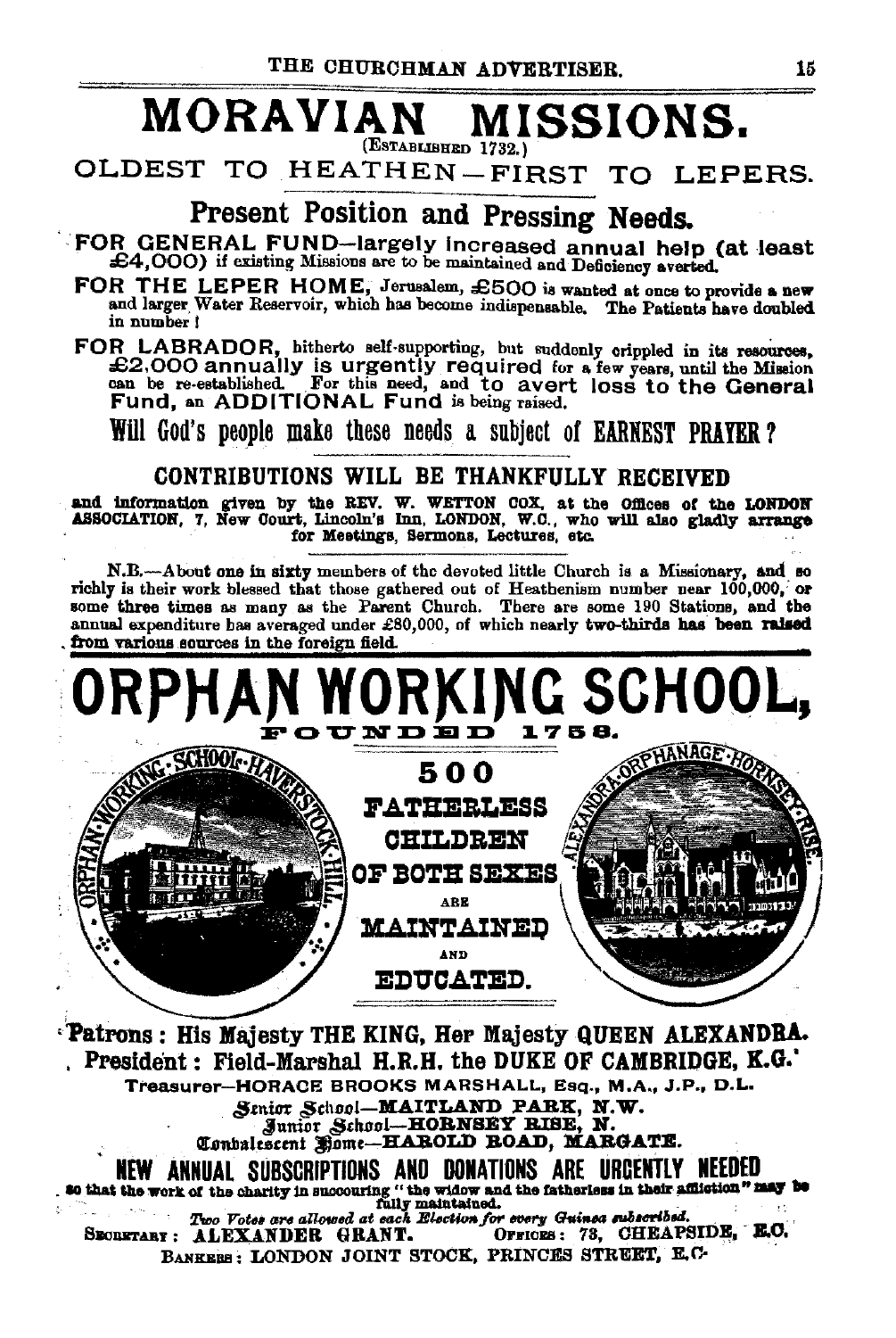# MORAVIAN MISSIONS.

(ESTABLISHED 1732.)

## OLDEST TO HEATHEN—FIRST TO LEPERS.

### Present Position and Pressing Needs.

**FOR GENERAL FUND**—largely increased annual help (at least £4,000) if existing Missions are to be maintained and Deficiency averted.

**FOR THE LEPER HOME,** Jerusalem, £500 is wanted at once to provide a new and larger Water Reservoir, which has become indispensable. The Patients have doubled in number!

**FOR LABRADOR,** hitherto self-supporting, but suddenly crippled in its resources, £2,000 annually is urgently required for a few years, until the Mission can be re-established. For this need, and to avert loss to the General Fund, an ADDITIONAL Fund is being raised.

**Will God's people make these needs a subject of EARNEST PRAYER?**

**CONTRIBUTIONS WILL BE THANKFULLY RECEIVED**

**and information given by the REV. W. WETTON COX, at the Offices of the LONDON ASSOCIATION, 7, New Court, Lincoln's Inn, LONDON, W.C., who will also gladly arrange for Meetings, Sermons, Lectures, etc.**

N.B.—About one in sixty members of the devoted little Church is a Missionary, and so richly is their work blessed that those gathered out of Heathenism number near 100,000, or some three times as many as the Parent Church. There are some 190 Stations, and the annual expenditure has averaged under £80,000, of which nearly two-thirds has been raised from various sources in the foreign field.

# ORPHAN WORKING SCHOOL,

FOUNDED 1758.

ORPHAN WORKING SCHOOL HAVERSTOCK HILL

**500 FATHERLESS CHILDREN OF BOTH SEXES ARE MAINTAINED AND EDUCATED.**

ALEXANDRA ORPHANAGE HORNSEY RISE

**Patrons: His Majesty THE KING, Her Majesty QUEEN ALEXANDRA.**

**President: Field-Marshal H.R.H. the DUKE OF CAMBRIDGE, K.G.**

Treasurer—HORACE BROOKS MARSHALL, Esq., M.A., J.P., D.L.

Senior School—MAITLAND PARK, N.W.
Junior School—HORNSEY RISE, N.
Convalescent Home—HAROLD ROAD, MARGATE.

**NEW ANNUAL SUBSCRIPTIONS AND DONATIONS ARE URGENTLY NEEDED**

**so that the work of the charity in succouring "the widow and the fatherless in their affliction" may be fully maintained.**

*Two Votes are allowed at each Election for every Guinea subscribed.*

SECRETARY: ALEXANDER GRANT. OFFICES: 73, CHEAPSIDE, E.C.

BANKERS: LONDON JOINT STOCK, PRINCES STREET, E.C.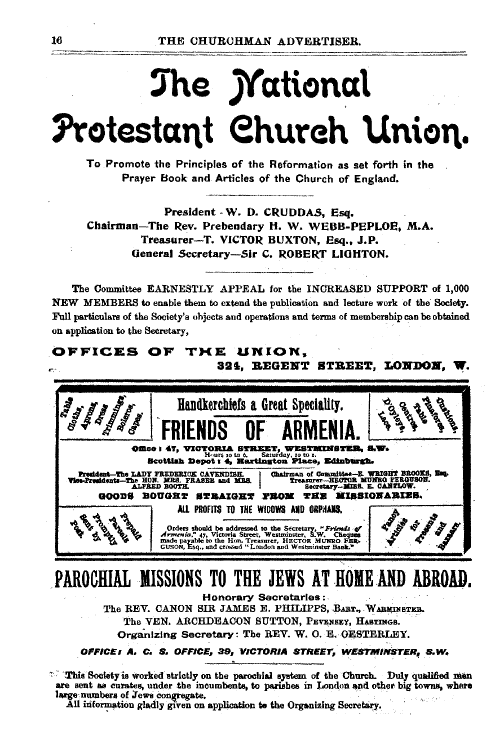# The National Protestant Church Union.

To Promote the Principles of the Reformation as set forth in the Prayer Book and Articles of the Church of England.

President - W. D. CRUDDAS, Esq.
Chairman—The Rev. Prebendary H. W. WEBB-PEPLOE, M.A.
Treasurer—T. VICTOR BUXTON, Esq., J.P.
General Secretary—Sir C. ROBERT LIGHTON.

The Committee EARNESTLY APPEAL for the INCREASED SUPPORT of 1,000 NEW MEMBERS to enable them to extend the publication and lecture work of the Society. Full particulars of the Society's objects and operations and terms of membership can be obtained on application to the Secretary,

**OFFICES OF THE UNION,**
**324, REGENT STREET, LONDON, W.**

---

Table Cloths, Aprons, Dress Trimmings, Boleros, Capes.

## Handkerchiefs a Great Speciality.

# FRIENDS OF ARMENIA.

D'Oyleys, Lace, Centres, Table Pinafores, Cushions.

**Office: 47, VICTORIA STREET, WESTMINSTER, S.W.**
Hours 10 to 6. Saturday, 10 to 1.
**Scottish Depot: 4, Hartington Place, Edinburgh.**

President—The LADY FREDERICK CAVENDISH.
Vice-Presidents—The HON. MRS. FRASER and MRS. ALFRED BOOTH.

Chairman of Committee—E. WRIGHT BROOKS, Esq.
Treasurer—HECTOR MUNRO FERGUSON.
Secretary—MISS. E. CANTLOW.

**GOODS BOUGHT STRAIGHT FROM THE MISSIONARIES.**

ALL PROFITS TO THE WIDOWS AND ORPHANS.

Sent by Post. Promptly Prepaid Parcels.

Orders should be addressed to the Secretary, "*Friends of Armenia*," 47, Victoria Street, Westminster, S.W. Cheques made payable to the Hon. Treasurer, HECTOR MUNRO FERGUSON, Esq., and crossed "London and Westminster Bank."

Fancy Articles for Presents and Bazaars.

---

# PAROCHIAL MISSIONS TO THE JEWS AT HOME AND ABROAD.

**Honorary Secretaries:**

The REV. CANON SIR JAMES E. PHILIPPS, BART., WARMINSTER.
The VEN. ARCHDEACON SUTTON, PEVENSEY, HASTINGS.

**Organizing Secretary:** The REV. W. O. E. OESTERLEY.

***OFFICE: A. C. S. OFFICE, 39, VICTORIA STREET, WESTMINSTER, S.W.***

This Society is worked strictly on the parochial system of the Church. Duly qualified men are sent as curates, under the incumbents, to parishes in London and other big towns, where large numbers of Jews congregate.

All information gladly given on application to the Organizing Secretary.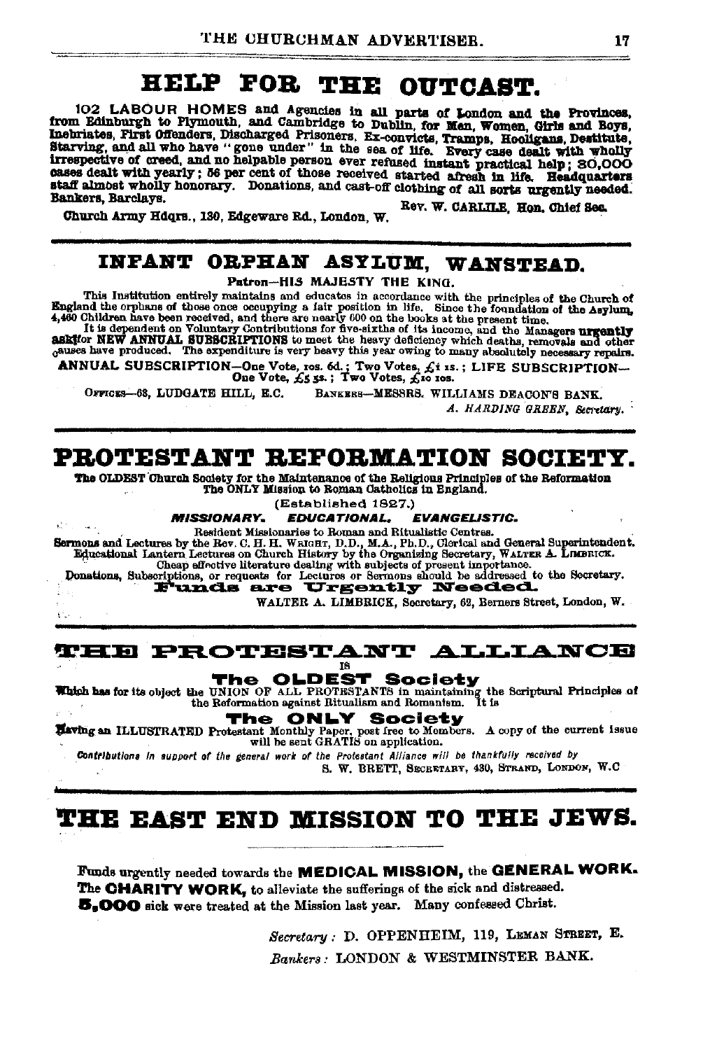# HELP FOR THE OUTCAST.

102 LABOUR HOMES and Agencies in all parts of London and the Provinces, from Edinburgh to Plymouth, and Cambridge to Dublin, for Men, Women, Girls and Boys, Inebriates, First Offenders, Discharged Prisoners, Ex-convicts, Tramps, Hooligans, Destitute, Starving, and all who have "gone under" in the sea of life. Every case dealt with wholly irrespective of creed, and no helpable person ever refused instant practical help; 30,000 cases dealt with yearly; 56 per cent of those received started afresh in life. Headquarters staff almost wholly honorary. Donations, and cast-off clothing of all sorts urgently needed. Bankers, Barclays.

Rev. W. CARLILE, Hon. Chief Sec.

Church Army Hdqrs., 130, Edgeware Rd., London, W.

---

## INFANT ORPHAN ASYLUM, WANSTEAD.

Patron—HIS MAJESTY THE KING.

This Institution entirely maintains and educates in accordance with the principles of the Church of England the orphans of those once occupying a fair position in life. Since the foundation of the Asylum, 4,460 Children have been received, and there are nearly 600 on the books at the present time.

It is dependent on Voluntary Contributions for five-sixths of its income, and the Managers **urgently ask for NEW ANNUAL SUBSCRIPTIONS** to meet the heavy deficiency which deaths, removals and other causes have produced. The expenditure is very heavy this year owing to many absolutely necessary repairs.

ANNUAL SUBSCRIPTION—One Vote, 10s. 6d.; Two Votes, £1 1s.; LIFE SUBSCRIPTION—One Vote, £5 5s.; Two Votes, £10 10s.

OFFICES—63, LUDGATE HILL, E.C. BANKERS—MESSRS. WILLIAMS DEACON'S BANK.

*A. HARDING GREEN, Secretary.*

---

# PROTESTANT REFORMATION SOCIETY.

**The OLDEST Church Society for the Maintenance of the Religious Principles of the Reformation
The ONLY Mission to Roman Catholics in England.**

(Established 1827.)

***MISSIONARY. EDUCATIONAL. EVANGELISTIC.***

Resident Missionaries to Roman and Ritualistic Centres.

Sermons and Lectures by the Rev. C. H. H. WRIGHT, D.D., M.A., Ph.D., Clerical and General Superintendent.

Educational Lantern Lectures on Church History by the Organizing Secretary, WALTER A. LIMBRICK.

Cheap effective literature dealing with subjects of present importance.

Donations, Subscriptions, or requests for Lectures or Sermons should be addressed to the Secretary.

**Funds are Urgently Needed.**

WALTER A. LIMBRICK, Secretary, 62, Berners Street, London, W.

---

## THE PROTESTANT ALLIANCE

IS

**The OLDEST Society**

Which has for its object the UNION OF ALL PROTESTANTS in maintaining the Scriptural Principles of the Reformation against Ritualism and Romanism. It is

**The ONLY Society**

Having an ILLUSTRATED Protestant Monthly Paper, post free to Members. A copy of the current issue will be sent GRATIS on application.

*Contributions in support of the general work of the Protestant Alliance will be thankfully received by*

S. W. BRETT, SECRETARY, 430, STRAND, LONDON, W.C

---

# THE EAST END MISSION TO THE JEWS.

Funds urgently needed towards the **MEDICAL MISSION,** the **GENERAL WORK.** The **CHARITY WORK,** to alleviate the sufferings of the sick and distressed. **5,000** sick were treated at the Mission last year. Many confessed Christ.

*Secretary:* D. OPPENHEIM, 119, LEMAN STREET, E.

*Bankers:* LONDON & WESTMINSTER BANK.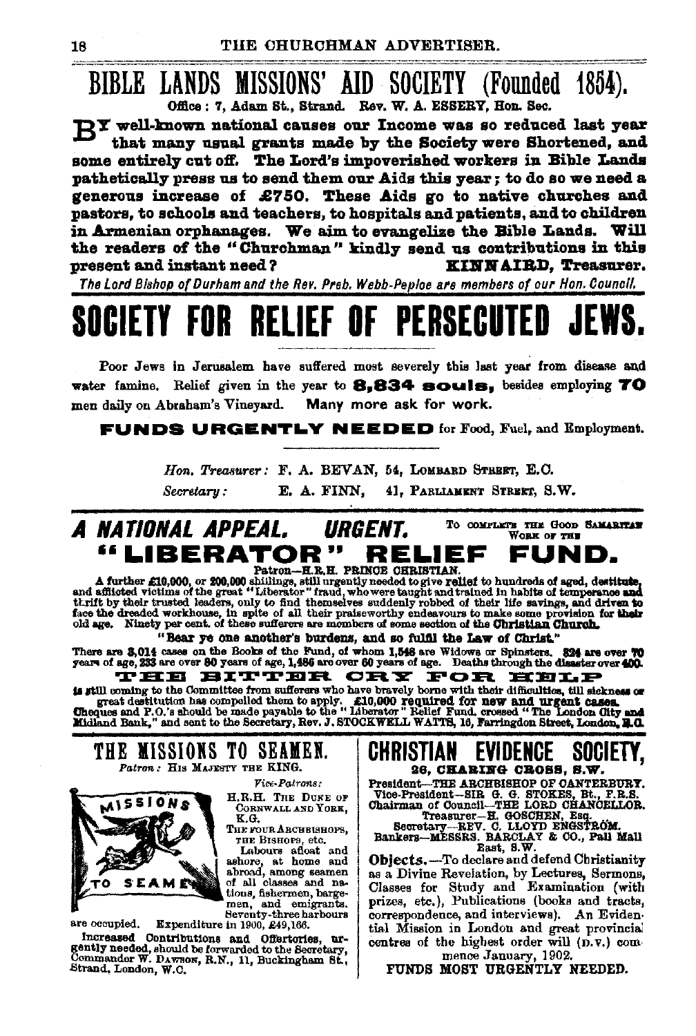# BIBLE LANDS MISSIONS' AID SOCIETY (Founded 1854).

Office: 7, Adam St., Strand. Rev. W. A. ESSERY, Hon. Sec.

**BY well-known national causes our Income was so reduced last year that many usual grants made by the Society were Shortened, and some entirely cut off. The Lord's impoverished workers in Bible Lands pathetically press us to send them our Aids this year; to do so we need a generous increase of £750. These Aids go to native churches and pastors, to schools and teachers, to hospitals and patients, and to children in Armenian orphanages. We aim to evangelize the Bible Lands. Will the readers of the "Churchman" kindly send us contributions in this present and instant need? KINNAIRD, Treasurer.**

*The Lord Bishop of Durham and the Rev. Preb. Webb-Peploe are members of our Hon. Council.*

# SOCIETY FOR RELIEF OF PERSECUTED JEWS.

Poor Jews in Jerusalem have suffered most severely this last year from disease and water famine. Relief given in the year to **8,834 souls,** besides employing **70** men daily on Abraham's Vineyard. Many more ask for work.

**FUNDS URGENTLY NEEDED** for Food, Fuel, and Employment.

*Hon. Treasurer:* F. A. BEVAN, 54, LOMBARD STREET, E.C.

*Secretary:* E. A. FINN, 41, PARLIAMENT STREET, S.W.

## *A NATIONAL APPEAL. URGENT.* To complete the Good Samaritan Work of the

# "LIBERATOR" RELIEF FUND.

Patron—H.R.H. PRINCE CHRISTIAN.

A further £10,000, or 200,000 shillings, still urgently needed to give **relief** to hundreds of aged, destitute, and afflicted victims of the great "Liberator" fraud, who were taught and trained in habits of temperance and thrift by their trusted leaders, only to find themselves suddenly robbed of their life savings, and driven to face the dreaded workhouse, in spite of all their praiseworthy endeavours to make some provision for their old age. Ninety per cent. of these sufferers are members of some section of the **Christian Church.**

**"Bear ye one another's burdens, and so fulfil the Law of Christ."**

There are 3,014 cases on the Books of the Fund, of whom 1,548 are Widows or Spinsters. 824 are over 70 years of age, 233 are over 80 years of age, 1,486 are over 60 years of age. Deaths through the disaster over 400.

**THE BITTER CRY FOR HELP**

is still coming to the Committee from sufferers who have bravely borne with their difficulties, till sickness or great destitution has compelled them to apply. **£10,000 required for new and urgent cases.** Cheques and P.O.'s should be made payable to the "Liberator" Relief Fund, crossed "The London City and Midland Bank," and sent to the Secretary, Rev. J. STOCKWELL WATTS, 16, Farringdon Street, London, E.C.

# THE MISSIONS TO SEAMEN.

*Patron:* HIS MAJESTY THE KING.

*Vice-Patrons:*
H.R.H. THE DUKE OF CORNWALL AND YORK, K.G.
THE FOUR ARCHBISHOPS, THE BISHOPS, etc.

Labours afloat and ashore, at home and abroad, among seamen of all classes and nations, fishermen, bargemen, and emigrants. Seventy-three harbours are occupied. Expenditure in 1900, £49,166.

Increased Contributions and Offertories, urgently needed, should be forwarded to the Secretary, Commander W. DAWSON, R.N., 11, Buckingham St., Strand, London, W.C.

# CHRISTIAN EVIDENCE SOCIETY,

**26, CHARING CROSS, S.W.**

President—THE ARCHBISHOP OF CANTERBURY.
Vice-President—SIR G. G. STOKES, Bt., F.R.S.
Chairman of Council—THE LORD CHANCELLOR.
Treasurer—H. GOSCHEN, Esq.
Secretary—REV. C. LLOYD ENGSTRÖM.
Bankers—MESSRS. BARCLAY & CO., Pall Mall East, S.W.

**Objects.**—To declare and defend Christianity as a Divine Revelation, by Lectures, Sermons, Classes for Study and Examination (with prizes, etc.), Publications (books and tracts, correspondence, and interviews). An Evidential Mission in London and great provincial centres of the highest order will (D.V.) commence January, 1902.

FUNDS MOST URGENTLY NEEDED.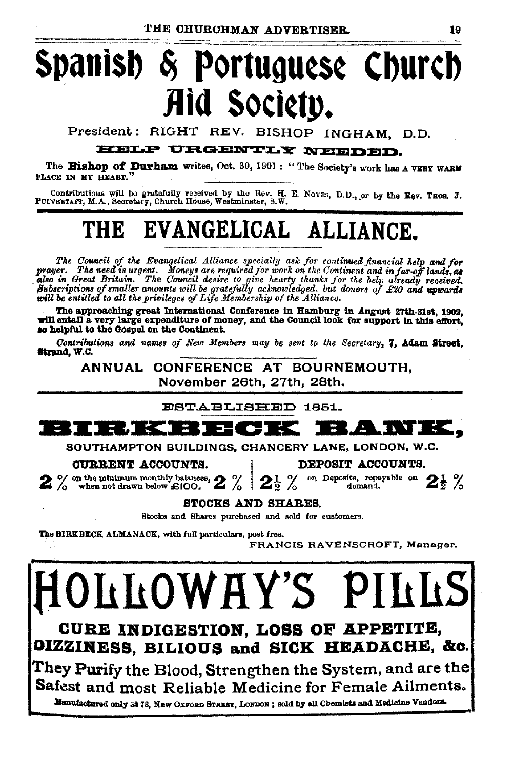# Spanish & Portuguese Church Aid Society.

President: RIGHT REV. BISHOP INGHAM, D.D.

**HELP URGENTLY NEEDED.**

The **Bishop of Durham** writes, Oct. 30, 1901: "The Society's work has A VERY WARM PLACE IN MY HEART."

Contributions will be gratefully received by the Rev. H. E. NOYES, D.D., or by the Rev. THOS. J. PULVERTAFT, M.A., Secretary, Church House, Westminster, S.W.

# THE EVANGELICAL ALLIANCE.

*The Council of the Evangelical Alliance specially ask for continued financial help and for prayer. The need is urgent. Moneys are required for work on the Continent and in far-off lands, as also in Great Britain. The Council desire to give hearty thanks for the help already received. Subscriptions of smaller amounts will be gratefully acknowledged, but donors of £20 and upwards will be entitled to all the privileges of Life Membership of the Alliance.*

**The approaching great International Conference in Hamburg in August 27th-31st, 1902, will entail a very large expenditure of money, and the Council look for support in this effort, so helpful to the Gospel on the Continent.**

*Contributions and names of New Members may be sent to the Secretary,* **7, Adam Street, Strand, W.C.**

**ANNUAL CONFERENCE AT BOURNEMOUTH,**
**November 26th, 27th, 28th.**

ESTABLISHED 1851.

# BIRKBECK BANK,

SOUTHAMPTON BUILDINGS, CHANCERY LANE, LONDON, W.C.

| CURRENT ACCOUNTS. | DEPOSIT ACCOUNTS. |
|---|---|
| **2 %** on the minimum monthly balances, when not drawn below £100. **2 %** | **2½ %** on Deposits, repayable on demand. **2½ %** |

**STOCKS AND SHARES.**

Stocks and Shares purchased and sold for customers.

The BIRKBECK ALMANACK, with full particulars, post free.

FRANCIS RAVENSCROFT, Manager.

# HOLLOWAY'S PILLS

**CURE INDIGESTION, LOSS OF APPETITE, DIZZINESS, BILIOUS and SICK HEADACHE, &c.**

They **Purify** the Blood, Strengthen the System, and are the Safest and most Reliable Medicine for Female Ailments.

Manufactured only at 78, NEW OXFORD STREET, LONDON; sold by all Chemists and Medicine Vendors.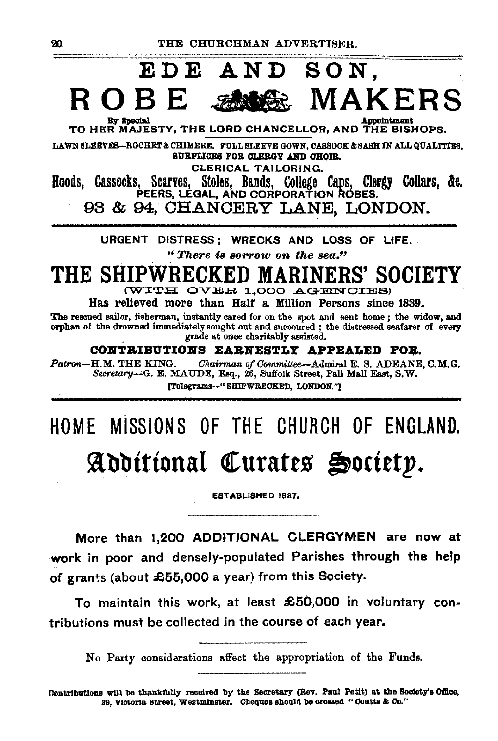# EDE AND SON,

# ROBE MAKERS

By Special Appointment
TO HER MAJESTY, THE LORD CHANCELLOR, AND THE BISHOPS.

LAWN SLEEVES—ROCHET & CHIMERE. FULL SLEEVE GOWN, CASSOCK & SASH IN ALL QUALITIES, SURPLICES FOR CLERGY AND CHOIR.

CLERICAL TAILORING.

**Hoods, Cassocks, Scarves, Stoles, Bands, College Caps, Clergy Collars, &c.**

PEERS, LEGAL, AND CORPORATION ROBES.

## 93 & 94, CHANCERY LANE, LONDON.

---

URGENT DISTRESS; WRECKS AND LOSS OF LIFE.

*"There is sorrow on the sea."*

# THE SHIPWRECKED MARINERS' SOCIETY

(WITH OVER 1,000 AGENCIES)

**Has relieved more than Half a Million Persons since 1839.**

The rescued sailor, fisherman, instantly cared for on the spot and sent home; the widow, and orphan of the drowned immediately sought out and succoured; the distressed seafarer of every grade at once charitably assisted.

**CONTRIBUTIONS EARNESTLY APPEALED FOR.**

*Patron*—H.M. THE KING. *Chairman of Committee*—Admiral E. S. ADEANE, C.M.G.
*Secretary*—G. E. MAUDE, Esq., 26, Suffolk Street, Pall Mall East, S.W.

[Telegrams—"SHIPWRECKED, LONDON."]

---

# HOME MISSIONS OF THE CHURCH OF ENGLAND.

# Additional Curates Society.

ESTABLISHED 1837.

More than 1,200 ADDITIONAL CLERGYMEN are now at work in poor and densely-populated Parishes through the help of grants (about £55,000 a year) from this Society.

To maintain this work, at least £50,000 in voluntary contributions must be collected in the course of each year.

No Party considerations affect the appropriation of the Funds.

Contributions will be thankfully received by the Secretary (Rev. Paul Petit) at the Society's Office, 39, Victoria Street, Westminster. Cheques should be crossed "Coutts & Co."